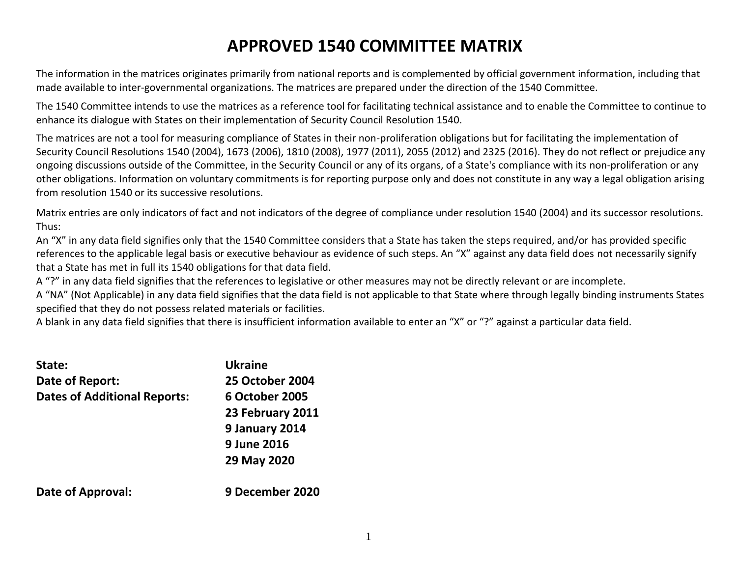# APPROVED 1540 COMMITTEE MATRIX

The information in the matrices originates primarily from national reports and is complemented by official government information, including that made available to inter-governmental organizations. The matrices are prepared under the direction of the 1540 Committee.

The 1540 Committee intends to use the matrices as a reference tool for facilitating technical assistance and to enable the Committee to continue to enhance its dialogue with States on their implementation of Security Council Resolution 1540.

The matrices are not a tool for measuring compliance of States in their non-proliferation obligations but for facilitating the implementation of Security Council Resolutions 1540 (2004), 1673 (2006), 1810 (2008), 1977 (2011), 2055 (2012) and 2325 (2016). They do not reflect or prejudice any ongoing discussions outside of the Committee, in the Security Council or any of its organs, of a State's compliance with its non-proliferation or any other obligations. Information on voluntary commitments is for reporting purpose only and does not constitute in any way a legal obligation arising from resolution 1540 or its successive resolutions.

Matrix entries are only indicators of fact and not indicators of the degree of compliance under resolution 1540 (2004) and its successor resolutions. Thus:

An "X" in any data field signifies only that the 1540 Committee considers that a State has taken the steps required, and/or has provided specific references to the applicable legal basis or executive behaviour as evidence of such steps. An "X" against any data field does not necessarily signify that a State has met in full its 1540 obligations for that data field.

A "?" in any data field signifies that the references to legislative or other measures may not be directly relevant or are incomplete.

A "NA" (Not Applicable) in any data field signifies that the data field is not applicable to that State where through legally binding instruments States specified that they do not possess related materials or facilities.

A blank in any data field signifies that there is insufficient information available to enter an "X" or "?" against a particular data field.

**State:** **Ukraine**

**Date of Report:** **25 October 2004**

**Dates of Additional Reports:** **6 October 2005**
**23 February 2011**
**9 January 2014**
**9 June 2016**
**29 May 2020**

**Date of Approval:** **9 December 2020**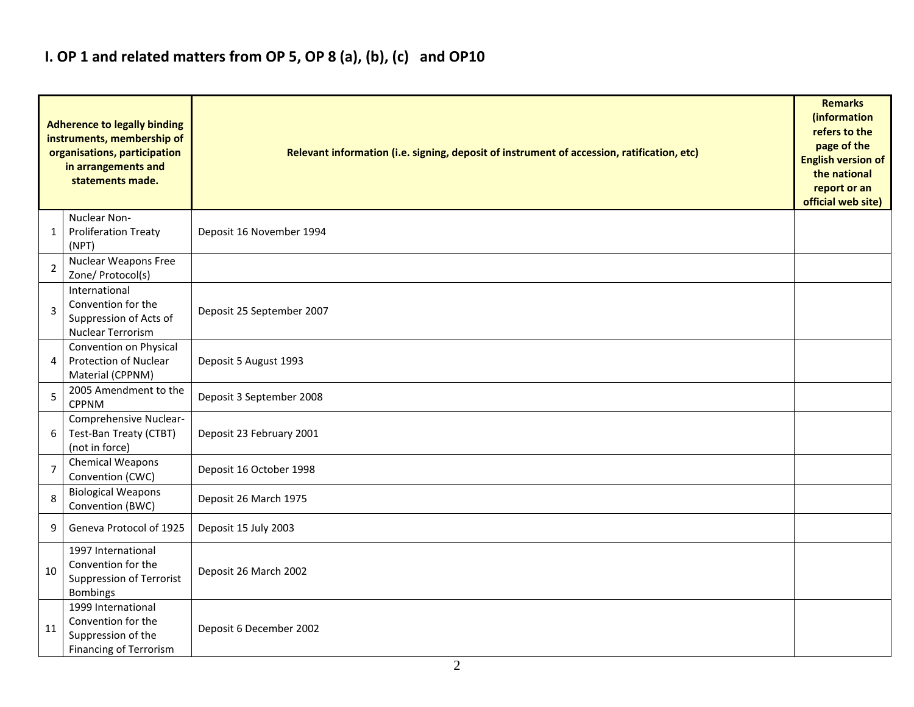# I. OP 1 and related matters from OP 5, OP 8 (a), (b), (c) and OP10

| | Adherence to legally binding instruments, membership of organisations, participation in arrangements and statements made. | Relevant information (i.e. signing, deposit of instrument of accession, ratification, etc) | Remarks (information refers to the page of the English version of the national report or an official web site) |
|---|---|---|---|
| 1 | Nuclear Non-Proliferation Treaty (NPT) | Deposit 16 November 1994 | |
| 2 | Nuclear Weapons Free Zone/ Protocol(s) | | |
| 3 | International Convention for the Suppression of Acts of Nuclear Terrorism | Deposit 25 September 2007 | |
| 4 | Convention on Physical Protection of Nuclear Material (CPPNM) | Deposit 5 August 1993 | |
| 5 | 2005 Amendment to the CPPNM | Deposit 3 September 2008 | |
| 6 | Comprehensive Nuclear-Test-Ban Treaty (CTBT) (not in force) | Deposit 23 February 2001 | |
| 7 | Chemical Weapons Convention (CWC) | Deposit 16 October 1998 | |
| 8 | Biological Weapons Convention (BWC) | Deposit 26 March 1975 | |
| 9 | Geneva Protocol of 1925 | Deposit 15 July 2003 | |
| 10 | 1997 International Convention for the Suppression of Terrorist Bombings | Deposit 26 March 2002 | |
| 11 | 1999 International Convention for the Suppression of the Financing of Terrorism | Deposit 6 December 2002 | |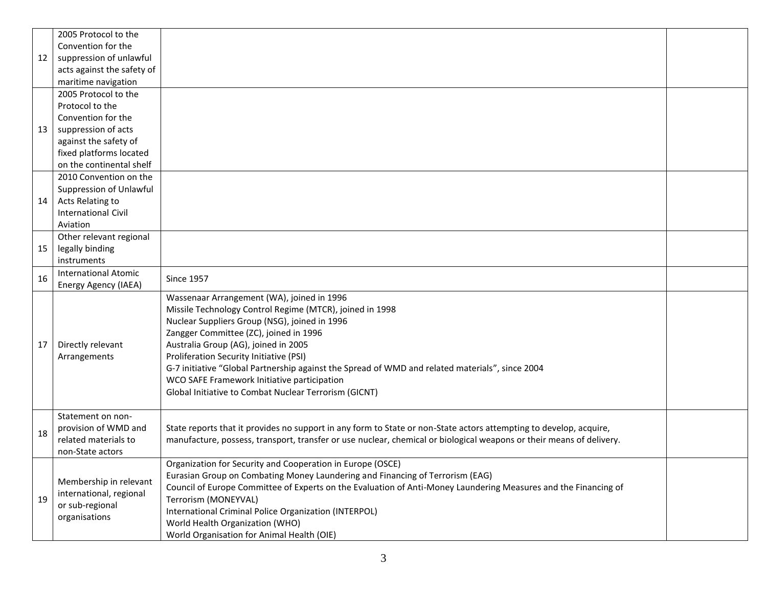| | | | |
|---|---|---|---|
| 12 | 2005 Protocol to the Convention for the suppression of unlawful acts against the safety of maritime navigation | | |
| 13 | 2005 Protocol to the Protocol to the Convention for the suppression of acts against the safety of fixed platforms located on the continental shelf | | |
| 14 | 2010 Convention on the Suppression of Unlawful Acts Relating to International Civil Aviation | | |
| 15 | Other relevant regional legally binding instruments | | |
| 16 | International Atomic Energy Agency (IAEA) | Since 1957 | |
| 17 | Directly relevant Arrangements | Wassenaar Arrangement (WA), joined in 1996<br>Missile Technology Control Regime (MTCR), joined in 1998<br>Nuclear Suppliers Group (NSG), joined in 1996<br>Zangger Committee (ZC), joined in 1996<br>Australia Group (AG), joined in 2005<br>Proliferation Security Initiative (PSI)<br>G-7 initiative "Global Partnership against the Spread of WMD and related materials", since 2004<br>WCO SAFE Framework Initiative participation<br>Global Initiative to Combat Nuclear Terrorism (GICNT) | |
| 18 | Statement on non-provision of WMD and related materials to non-State actors | State reports that it provides no support in any form to State or non-State actors attempting to develop, acquire, manufacture, possess, transport, transfer or use nuclear, chemical or biological weapons or their means of delivery. | |
| 19 | Membership in relevant international, regional or sub-regional organisations | Organization for Security and Cooperation in Europe (OSCE)<br>Eurasian Group on Combating Money Laundering and Financing of Terrorism (EAG)<br>Council of Europe Committee of Experts on the Evaluation of Anti-Money Laundering Measures and the Financing of Terrorism (MONEYVAL)<br>International Criminal Police Organization (INTERPOL)<br>World Health Organization (WHO)<br>World Organisation for Animal Health (OIE) | |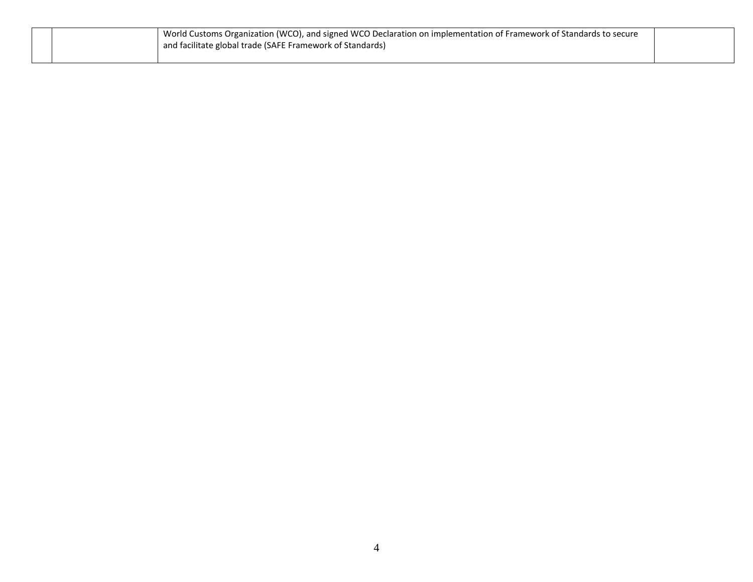| | | | |
|---|---|---|---|
| | | World Customs Organization (WCO), and signed WCO Declaration on implementation of Framework of Standards to secure and facilitate global trade (SAFE Framework of Standards) | |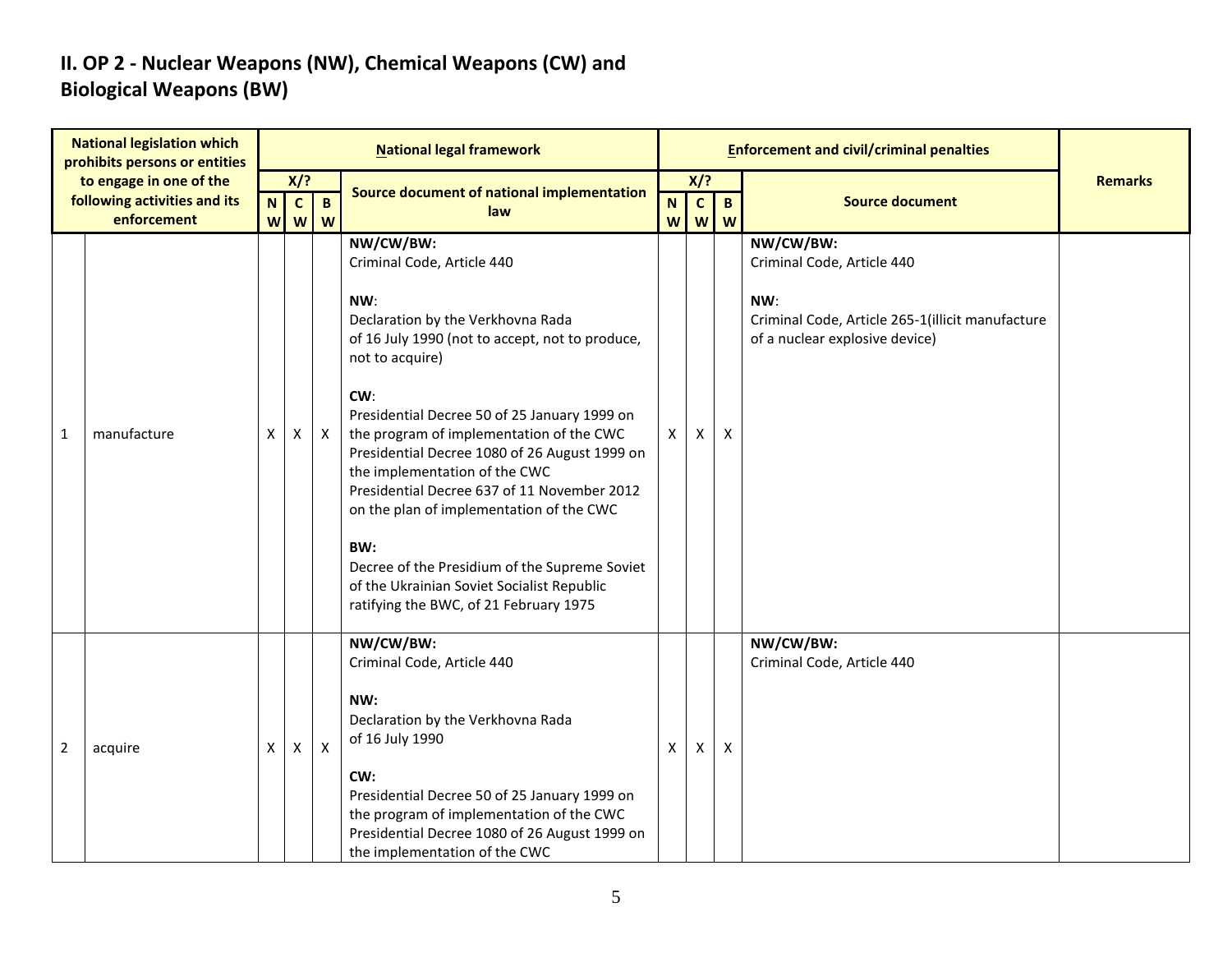## II. OP 2 - Nuclear Weapons (NW), Chemical Weapons (CW) and Biological Weapons (BW)

| National legislation which prohibits persons or entities to engage in one of the following activities and its enforcement | | National legal framework | | | | Enforcement and civil/criminal penalties | | | | Remarks |
|---|---|---|---|---|---|---|---|---|---|---|
| | | X/? | | | Source document of national implementation law | X/? | | | Source document | |
| | | NW | CW | BW | | NW | CW | BW | | |
| 1 | manufacture | X | X | X | **NW/CW/BW:**<br>Criminal Code, Article 440<br><br>**NW**:<br>Declaration by the Verkhovna Rada of 16 July 1990 (not to accept, not to produce, not to acquire)<br><br>**CW**:<br>Presidential Decree 50 of 25 January 1999 on the program of implementation of the CWC<br>Presidential Decree 1080 of 26 August 1999 on the implementation of the CWC<br>Presidential Decree 637 of 11 November 2012 on the plan of implementation of the CWC<br><br>**BW:**<br>Decree of the Presidium of the Supreme Soviet of the Ukrainian Soviet Socialist Republic ratifying the BWC, of 21 February 1975 | X | X | X | **NW/CW/BW:**<br>Criminal Code, Article 440<br><br>**NW**:<br>Criminal Code, Article 265-1(illicit manufacture of a nuclear explosive device) | |
| 2 | acquire | X | X | X | **NW/CW/BW:**<br>Criminal Code, Article 440<br><br>**NW:**<br>Declaration by the Verkhovna Rada of 16 July 1990<br><br>**CW:**<br>Presidential Decree 50 of 25 January 1999 on the program of implementation of the CWC<br>Presidential Decree 1080 of 26 August 1999 on the implementation of the CWC | X | X | X | **NW/CW/BW:**<br>Criminal Code, Article 440 | |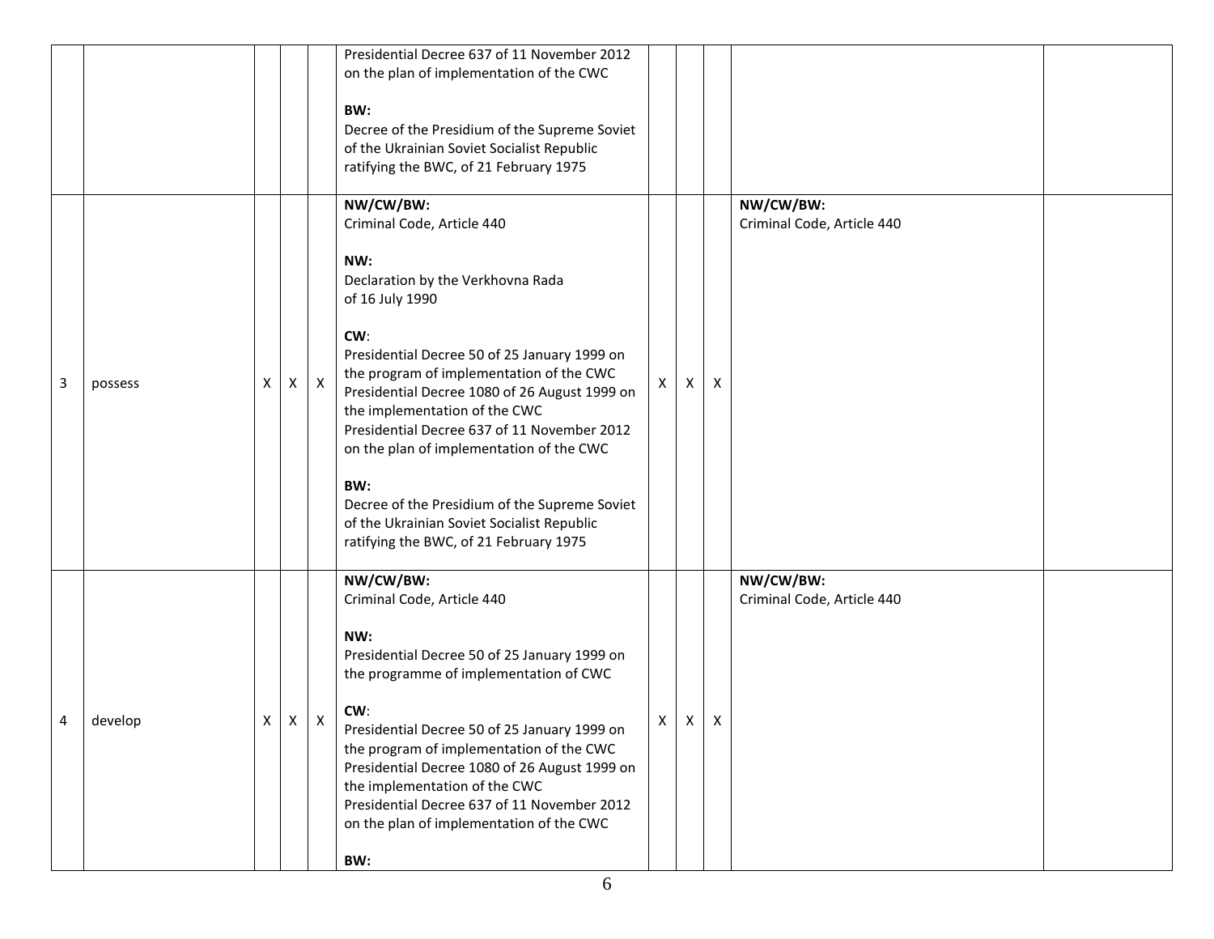| | | | | | | | | | | |
|---|---|---|---|---|---|---|---|---|---|---|
| | | | | | Presidential Decree 637 of 11 November 2012 on the plan of implementation of the CWC<br><br>**BW:**<br>Decree of the Presidium of the Supreme Soviet of the Ukrainian Soviet Socialist Republic ratifying the BWC, of 21 February 1975 | | | | | |
| 3 | possess | X | X | X | **NW/CW/BW:**<br>Criminal Code, Article 440<br><br>**NW:**<br>Declaration by the Verkhovna Rada of 16 July 1990<br><br>**CW**:<br>Presidential Decree 50 of 25 January 1999 on the program of implementation of the CWC<br>Presidential Decree 1080 of 26 August 1999 on the implementation of the CWC<br>Presidential Decree 637 of 11 November 2012 on the plan of implementation of the CWC<br><br>**BW:**<br>Decree of the Presidium of the Supreme Soviet of the Ukrainian Soviet Socialist Republic ratifying the BWC, of 21 February 1975 | X | X | X | **NW/CW/BW:**<br>Criminal Code, Article 440 | |
| 4 | develop | X | X | X | **NW/CW/BW:**<br>Criminal Code, Article 440<br><br>**NW:**<br>Presidential Decree 50 of 25 January 1999 on the programme of implementation of CWC<br><br>**CW**:<br>Presidential Decree 50 of 25 January 1999 on the program of implementation of the CWC<br>Presidential Decree 1080 of 26 August 1999 on the implementation of the CWC<br>Presidential Decree 637 of 11 November 2012 on the plan of implementation of the CWC<br><br>**BW:** | X | X | X | **NW/CW/BW:**<br>Criminal Code, Article 440 | |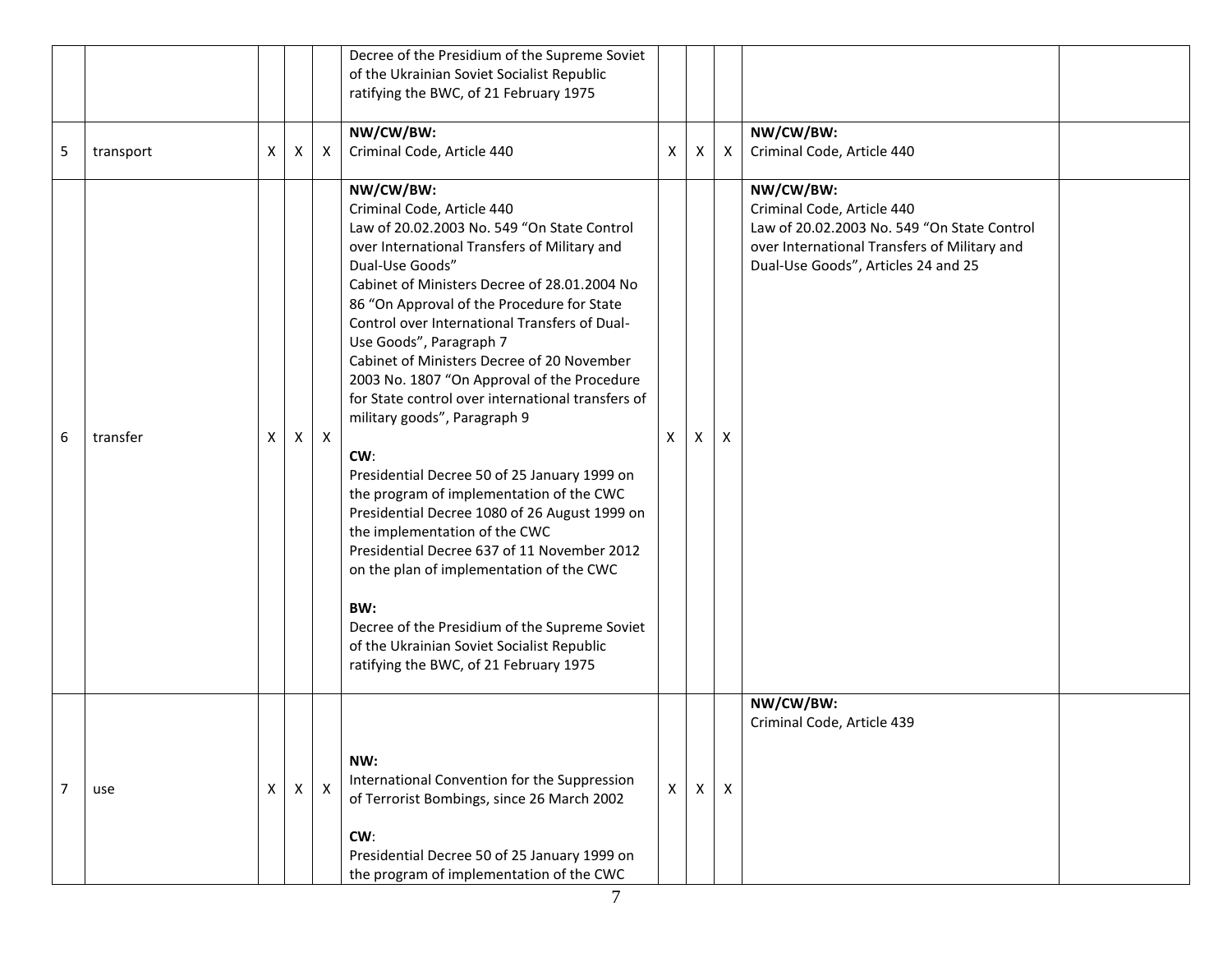| | | | | | | | | | | |
|---|---|---|---|---|---|---|---|---|---|---|
| | | | | | Decree of the Presidium of the Supreme Soviet of the Ukrainian Soviet Socialist Republic ratifying the BWC, of 21 February 1975 | | | | | |
| 5 | transport | X | X | X | **NW/CW/BW:**<br>Criminal Code, Article 440 | X | X | X | **NW/CW/BW:**<br>Criminal Code, Article 440 | |
| 6 | transfer | X | X | X | **NW/CW/BW:**<br>Criminal Code, Article 440<br>Law of 20.02.2003 No. 549 "On State Control over International Transfers of Military and Dual-Use Goods"<br>Cabinet of Ministers Decree of 28.01.2004 No 86 "On Approval of the Procedure for State Control over International Transfers of Dual-Use Goods", Paragraph 7<br>Cabinet of Ministers Decree of 20 November 2003 No. 1807 "On Approval of the Procedure for State control over international transfers of military goods", Paragraph 9<br><br>**CW**:<br>Presidential Decree 50 of 25 January 1999 on the program of implementation of the CWC<br>Presidential Decree 1080 of 26 August 1999 on the implementation of the CWC<br>Presidential Decree 637 of 11 November 2012 on the plan of implementation of the CWC<br><br>**BW:**<br>Decree of the Presidium of the Supreme Soviet of the Ukrainian Soviet Socialist Republic ratifying the BWC, of 21 February 1975 | X | X | X | **NW/CW/BW:**<br>Criminal Code, Article 440<br>Law of 20.02.2003 No. 549 "On State Control over International Transfers of Military and Dual-Use Goods", Articles 24 and 25 | |
| 7 | use | X | X | X | **NW:**<br>International Convention for the Suppression of Terrorist Bombings, since 26 March 2002<br><br>**CW**:<br>Presidential Decree 50 of 25 January 1999 on the program of implementation of the CWC | X | X | X | **NW/CW/BW:**<br>Criminal Code, Article 439 | |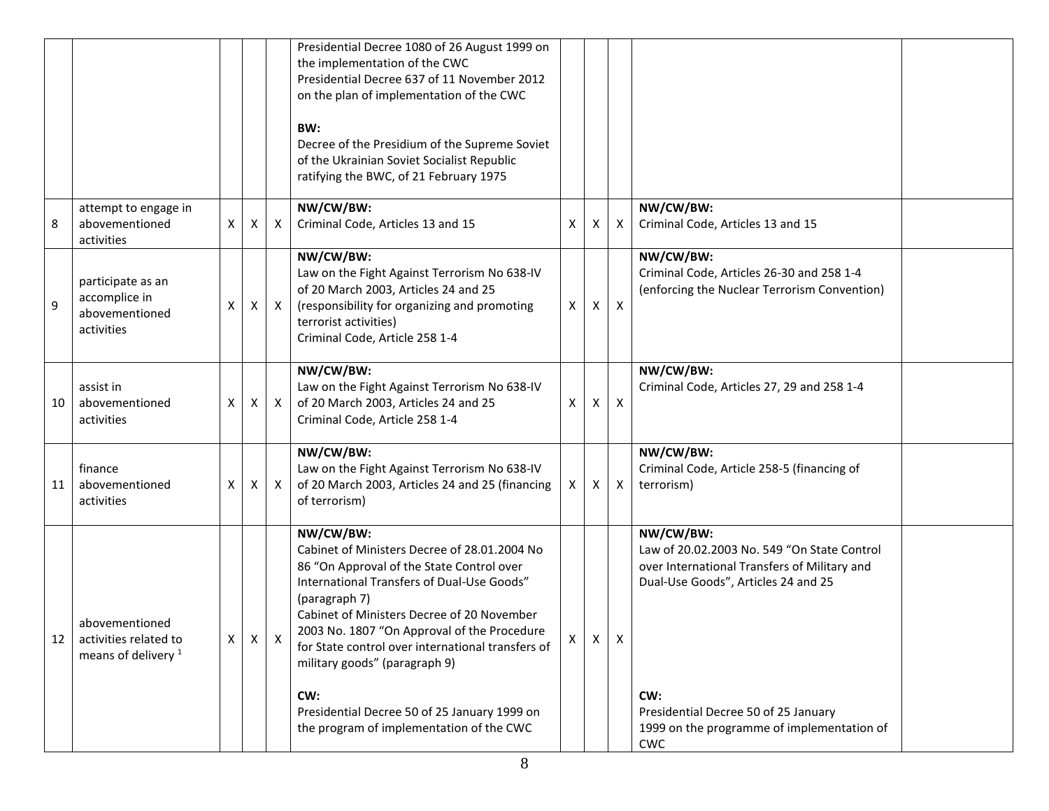| | | | | | | | | | | |
|---|---|---|---|---|---|---|---|---|---|---|
| | | | | | Presidential Decree 1080 of 26 August 1999 on the implementation of the CWC<br>Presidential Decree 637 of 11 November 2012 on the plan of implementation of the CWC<br><br>**BW:**<br>Decree of the Presidium of the Supreme Soviet of the Ukrainian Soviet Socialist Republic ratifying the BWC, of 21 February 1975 | | | | | |
| 8 | attempt to engage in abovementioned activities | X | X | X | **NW/CW/BW:**<br>Criminal Code, Articles 13 and 15 | X | X | X | **NW/CW/BW:**<br>Criminal Code, Articles 13 and 15 | |
| 9 | participate as an accomplice in abovementioned activities | X | X | X | **NW/CW/BW:**<br>Law on the Fight Against Terrorism No 638-IV of 20 March 2003, Articles 24 and 25 (responsibility for organizing and promoting terrorist activities)<br>Criminal Code, Article 258 1-4 | X | X | X | **NW/CW/BW:**<br>Criminal Code, Articles 26-30 and 258 1-4 (enforcing the Nuclear Terrorism Convention) | |
| 10 | assist in abovementioned activities | X | X | X | **NW/CW/BW:**<br>Law on the Fight Against Terrorism No 638-IV of 20 March 2003, Articles 24 and 25<br>Criminal Code, Article 258 1-4 | X | X | X | **NW/CW/BW:**<br>Criminal Code, Articles 27, 29 and 258 1-4 | |
| 11 | finance abovementioned activities | X | X | X | **NW/CW/BW:**<br>Law on the Fight Against Terrorism No 638-IV of 20 March 2003, Articles 24 and 25 (financing of terrorism) | X | X | X | **NW/CW/BW:**<br>Criminal Code, Article 258-5 (financing of terrorism) | |
| 12 | abovementioned activities related to means of delivery [1] | X | X | X | **NW/CW/BW:**<br>Cabinet of Ministers Decree of 28.01.2004 No 86 "On Approval of the State Control over International Transfers of Dual-Use Goods" (paragraph 7)<br>Cabinet of Ministers Decree of 20 November 2003 No. 1807 "On Approval of the Procedure for State control over international transfers of military goods" (paragraph 9)<br><br>**CW:**<br>Presidential Decree 50 of 25 January 1999 on the program of implementation of the CWC | X | X | X | **NW/CW/BW:**<br>Law of 20.02.2003 No. 549 "On State Control over International Transfers of Military and Dual-Use Goods", Articles 24 and 25<br><br>**CW:**<br>Presidential Decree 50 of 25 January 1999 on the programme of implementation of CWC | |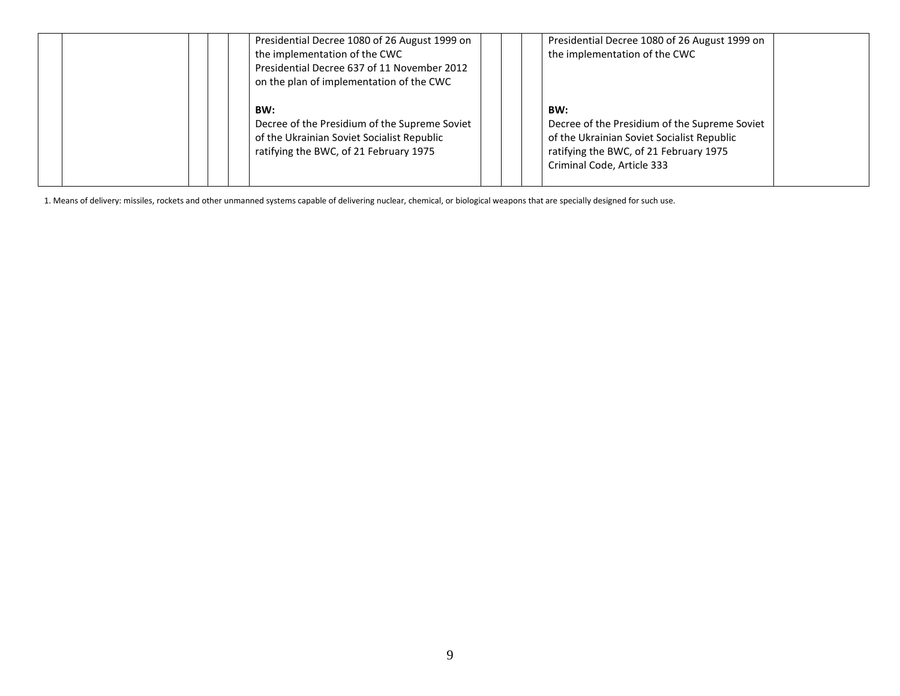| | | | | | | | | | | |
|---|---|---|---|---|---|---|---|---|---|---|
| | | | | | Presidential Decree 1080 of 26 August 1999 on the implementation of the CWC<br>Presidential Decree 637 of 11 November 2012 on the plan of implementation of the CWC<br><br>**BW:**<br>Decree of the Presidium of the Supreme Soviet of the Ukrainian Soviet Socialist Republic ratifying the BWC, of 21 February 1975 | | | | Presidential Decree 1080 of 26 August 1999 on the implementation of the CWC<br><br><br>**BW:**<br>Decree of the Presidium of the Supreme Soviet of the Ukrainian Soviet Socialist Republic ratifying the BWC, of 21 February 1975<br>Criminal Code, Article 333 | |

1. Means of delivery: missiles, rockets and other unmanned systems capable of delivering nuclear, chemical, or biological weapons that are specially designed for such use.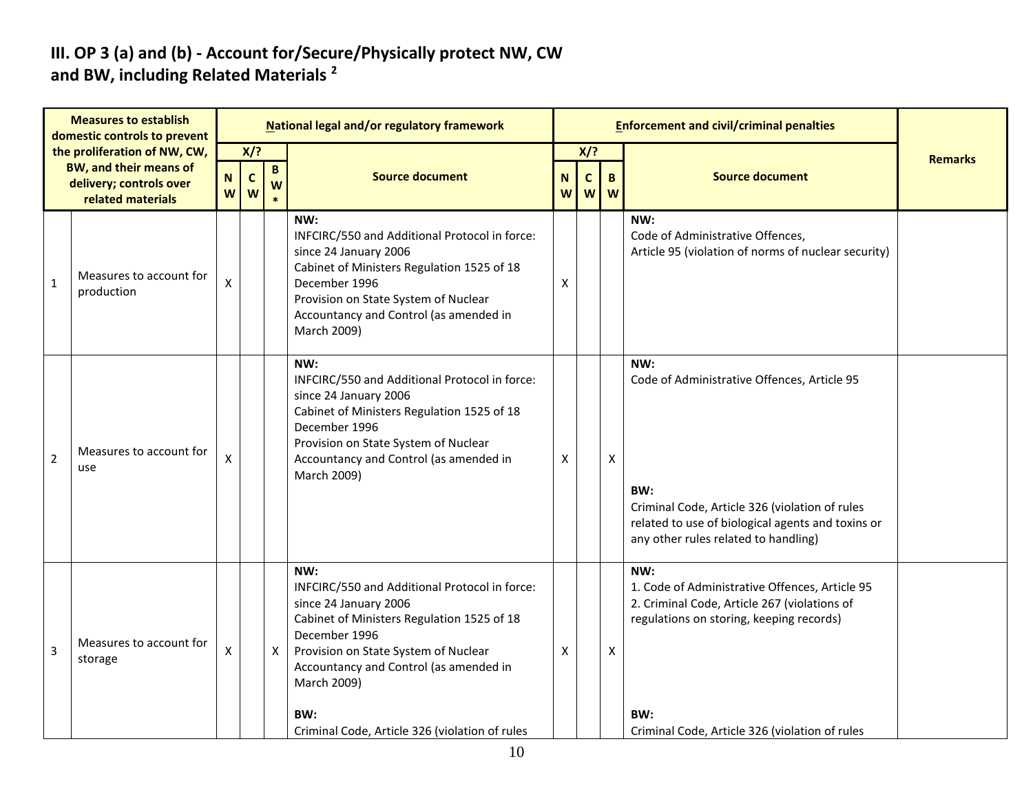## III. OP 3 (a) and (b) - Account for/Secure/Physically protect NW, CW and BW, including Related Materials [2]

| | Measures to establish domestic controls to prevent the proliferation of NW, CW, BW, and their means of delivery; controls over related materials | National legal and/or regulatory framework | | | | Enforcement and civil/criminal penalties | | | | Remarks |
|---|---|---|---|---|---|---|---|---|---|---|
| | | X/? | | | Source document | X/? | | | Source document | |
| | | NW | CW | BW* | | NW | CW | BW | | |
| 1 | Measures to account for production | X | | | **NW:**<br>INFCIRC/550 and Additional Protocol in force: since 24 January 2006<br>Cabinet of Ministers Regulation 1525 of 18 December 1996<br>Provision on State System of Nuclear Accountancy and Control (as amended in March 2009) | X | | | **NW:**<br>Code of Administrative Offences,<br>Article 95 (violation of norms of nuclear security) | |
| 2 | Measures to account for use | X | | | **NW:**<br>INFCIRC/550 and Additional Protocol in force: since 24 January 2006<br>Cabinet of Ministers Regulation 1525 of 18 December 1996<br>Provision on State System of Nuclear Accountancy and Control (as amended in March 2009) | X | | X | **NW:**<br>Code of Administrative Offences, Article 95<br><br>**BW:**<br>Criminal Code, Article 326 (violation of rules related to use of biological agents and toxins or any other rules related to handling) | |
| 3 | Measures to account for storage | X | | X | **NW:**<br>INFCIRC/550 and Additional Protocol in force: since 24 January 2006<br>Cabinet of Ministers Regulation 1525 of 18 December 1996<br>Provision on State System of Nuclear Accountancy and Control (as amended in March 2009)<br><br>**BW:**<br>Criminal Code, Article 326 (violation of rules | X | | X | **NW:**<br>1. Code of Administrative Offences, Article 95<br>2. Criminal Code, Article 267 (violations of regulations on storing, keeping records)<br><br>**BW:**<br>Criminal Code, Article 326 (violation of rules | |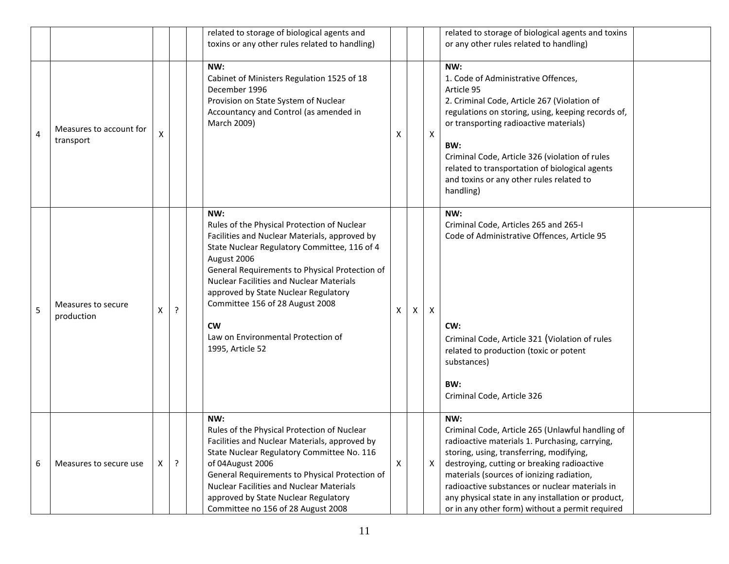| | | | | | | | | | | |
|---|---|---|---|---|---|---|---|---|---|---|
| | | | | | related to storage of biological agents and toxins or any other rules related to handling) | | | | related to storage of biological agents and toxins or any other rules related to handling) | |
| 4 | Measures to account for transport | X | | | **NW:**<br>Cabinet of Ministers Regulation 1525 of 18 December 1996<br>Provision on State System of Nuclear Accountancy and Control (as amended in March 2009) | X | | X | **NW:**<br>1. Code of Administrative Offences, Article 95<br>2. Criminal Code, Article 267 (Violation of regulations on storing, using, keeping records of, or transporting radioactive materials)<br><br>**BW:**<br>Criminal Code, Article 326 (violation of rules related to transportation of biological agents and toxins or any other rules related to handling) | |
| 5 | Measures to secure production | X | ? | | **NW:**<br>Rules of the Physical Protection of Nuclear Facilities and Nuclear Materials, approved by State Nuclear Regulatory Committee, 116 of 4 August 2006<br>General Requirements to Physical Protection of Nuclear Facilities and Nuclear Materials approved by State Nuclear Regulatory Committee 156 of 28 August 2008<br><br>**CW**<br>Law on Environmental Protection of 1995, Article 52 | X | X | X | **NW:**<br>Criminal Code, Articles 265 and 265-I<br>Code of Administrative Offences, Article 95<br><br>**CW:**<br>Criminal Code, Article 321 (Violation of rules related to production (toxic or potent substances)<br><br>**BW:**<br>Criminal Code, Article 326 | |
| 6 | Measures to secure use | X | ? | | **NW:**<br>Rules of the Physical Protection of Nuclear Facilities and Nuclear Materials, approved by State Nuclear Regulatory Committee No. 116 of 04August 2006<br>General Requirements to Physical Protection of Nuclear Facilities and Nuclear Materials approved by State Nuclear Regulatory Committee no 156 of 28 August 2008 | X | | X | **NW:**<br>Criminal Code, Article 265 (Unlawful handling of radioactive materials 1. Purchasing, carrying, storing, using, transferring, modifying, destroying, cutting or breaking radioactive materials (sources of ionizing radiation, radioactive substances or nuclear materials in any physical state in any installation or product, or in any other form) without a permit required | |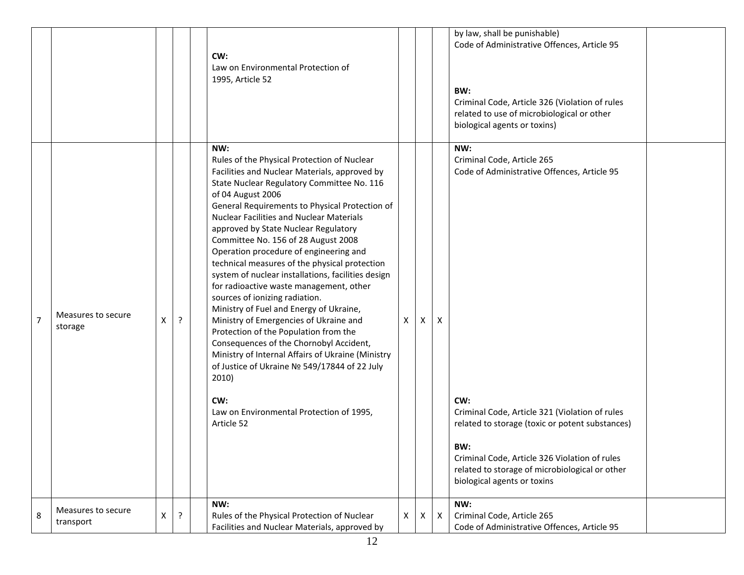|  |  |  |  |  |  |  |  |  |  |  |
|---|---|---|---|---|---|---|---|---|---|---|
|  |  |  |  |  | **CW:**<br>Law on Environmental Protection of 1995, Article 52 |  |  |  | by law, shall be punishable)<br>Code of Administrative Offences, Article 95<br><br>**BW:**<br>Criminal Code, Article 326 (Violation of rules related to use of microbiological or other biological agents or toxins) |  |
| 7 | Measures to secure storage | X | ? |  | **NW:**<br>Rules of the Physical Protection of Nuclear Facilities and Nuclear Materials, approved by State Nuclear Regulatory Committee No. 116 of 04 August 2006<br>General Requirements to Physical Protection of Nuclear Facilities and Nuclear Materials approved by State Nuclear Regulatory Committee No. 156 of 28 August 2008<br>Operation procedure of engineering and technical measures of the physical protection system of nuclear installations, facilities design for radioactive waste management, other sources of ionizing radiation.<br>Ministry of Fuel and Energy of Ukraine, Ministry of Emergencies of Ukraine and Protection of the Population from the Consequences of the Chornobyl Accident, Ministry of Internal Affairs of Ukraine (Ministry of Justice of Ukraine № 549/17844 of 22 July 2010)<br><br>**CW:**<br>Law on Environmental Protection of 1995, Article 52 | X | X | X | **NW:**<br>Criminal Code, Article 265<br>Code of Administrative Offences, Article 95<br><br>**CW:**<br>Criminal Code, Article 321 (Violation of rules related to storage (toxic or potent substances)<br><br>**BW:**<br>Criminal Code, Article 326 Violation of rules related to storage of microbiological or other biological agents or toxins |  |
| 8 | Measures to secure transport | X | ? |  | **NW:**<br>Rules of the Physical Protection of Nuclear Facilities and Nuclear Materials, approved by | X | X | X | **NW:**<br>Criminal Code, Article 265<br>Code of Administrative Offences, Article 95 |  |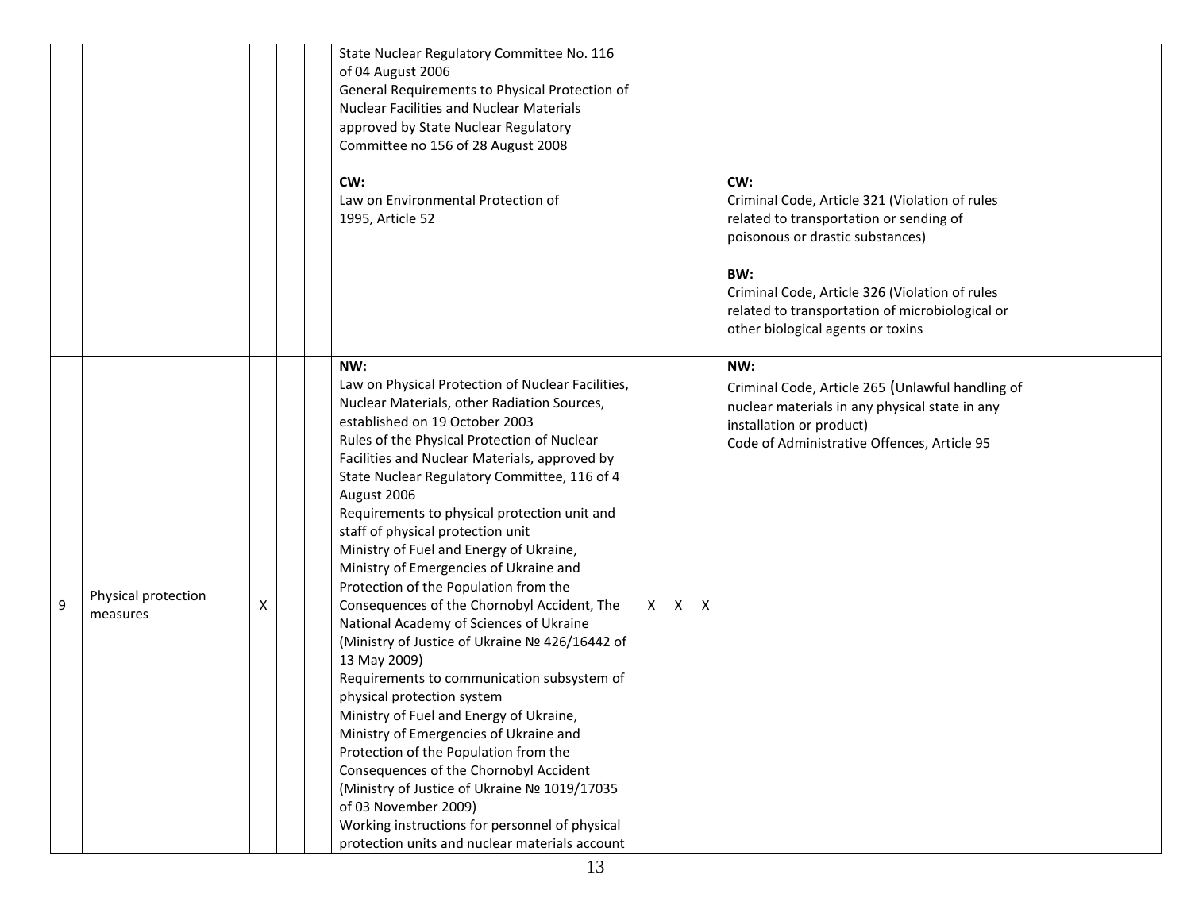| | | | | | | | | | |
|---|---|---|---|---|---|---|---|---|---|
| | | | | State Nuclear Regulatory Committee No. 116 of 04 August 2006<br>General Requirements to Physical Protection of Nuclear Facilities and Nuclear Materials approved by State Nuclear Regulatory Committee no 156 of 28 August 2008<br><br>**CW:**<br>Law on Environmental Protection of 1995, Article 52 | | | | **CW:**<br>Criminal Code, Article 321 (Violation of rules related to transportation or sending of poisonous or drastic substances)<br><br>**BW:**<br>Criminal Code, Article 326 (Violation of rules related to transportation of microbiological or other biological agents or toxins | |
| 9 | Physical protection measures | X | | **NW:**<br>Law on Physical Protection of Nuclear Facilities, Nuclear Materials, other Radiation Sources, established on 19 October 2003<br>Rules of the Physical Protection of Nuclear Facilities and Nuclear Materials, approved by State Nuclear Regulatory Committee, 116 of 4 August 2006<br>Requirements to physical protection unit and staff of physical protection unit<br>Ministry of Fuel and Energy of Ukraine, Ministry of Emergencies of Ukraine and Protection of the Population from the Consequences of the Chornobyl Accident, The National Academy of Sciences of Ukraine (Ministry of Justice of Ukraine № 426/16442 of 13 May 2009)<br>Requirements to communication subsystem of physical protection system<br>Ministry of Fuel and Energy of Ukraine, Ministry of Emergencies of Ukraine and Protection of the Population from the Consequences of the Chornobyl Accident (Ministry of Justice of Ukraine № 1019/17035 of 03 November 2009)<br>Working instructions for personnel of physical protection units and nuclear materials account | X | X | X | **NW:**<br>Criminal Code, Article 265 (Unlawful handling of nuclear materials in any physical state in any installation or product)<br>Code of Administrative Offences, Article 95 | |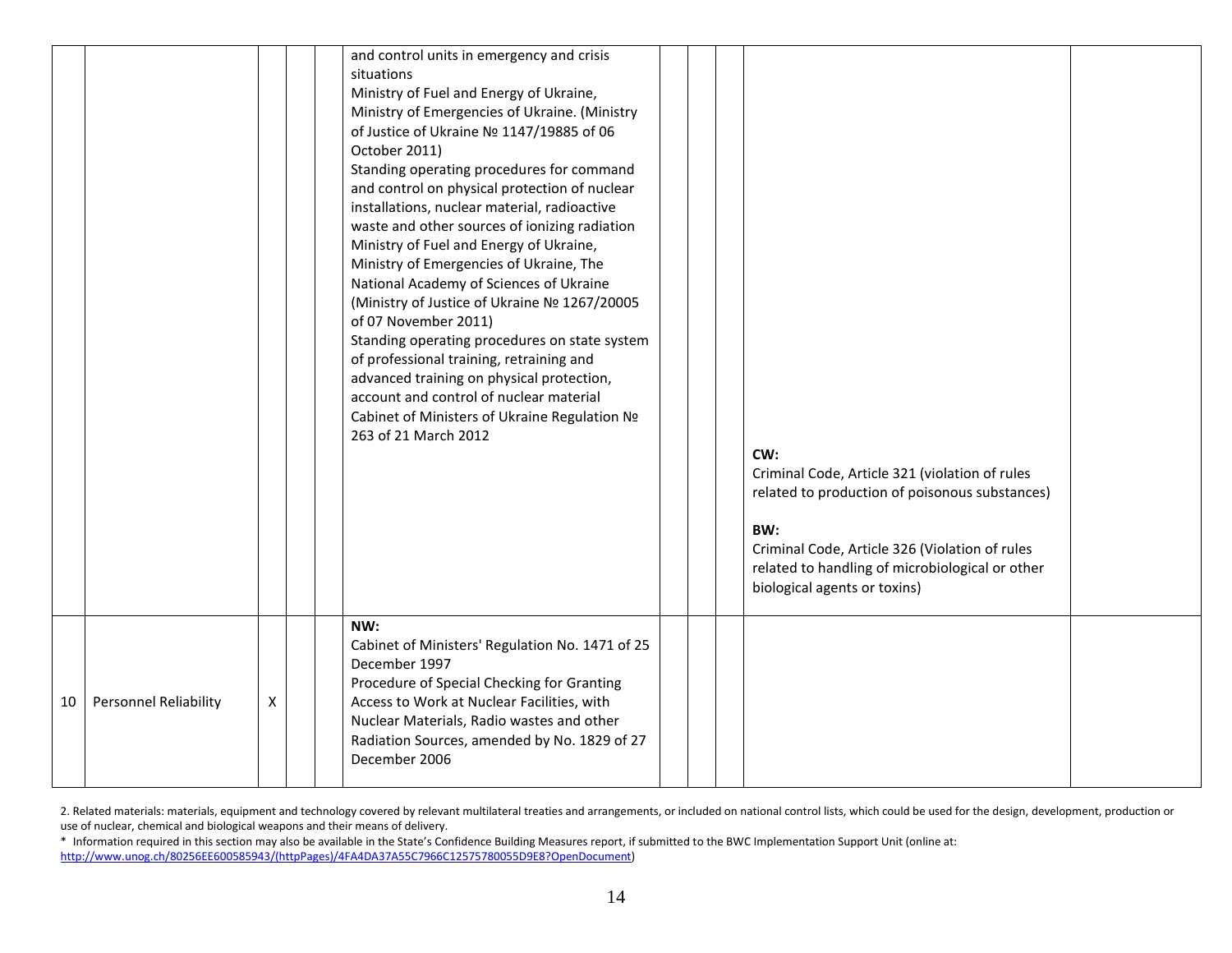| | | | | | | | | | | |
|---|---|---|---|---|---|---|---|---|---|---|
| | | | | | and control units in emergency and crisis situations<br>Ministry of Fuel and Energy of Ukraine, Ministry of Emergencies of Ukraine. (Ministry of Justice of Ukraine № 1147/19885 of 06 October 2011)<br>Standing operating procedures for command and control on physical protection of nuclear installations, nuclear material, radioactive waste and other sources of ionizing radiation<br>Ministry of Fuel and Energy of Ukraine, Ministry of Emergencies of Ukraine, The National Academy of Sciences of Ukraine (Ministry of Justice of Ukraine № 1267/20005 of 07 November 2011)<br>Standing operating procedures on state system of professional training, retraining and advanced training on physical protection, account and control of nuclear material<br>Cabinet of Ministers of Ukraine Regulation № 263 of 21 March 2012 | | | | **CW:**<br>Criminal Code, Article 321 (violation of rules related to production of poisonous substances)<br><br>**BW:**<br>Criminal Code, Article 326 (Violation of rules related to handling of microbiological or other biological agents or toxins) | |
| 10 | Personnel Reliability | X | | | **NW:**<br>Cabinet of Ministers' Regulation No. 1471 of 25 December 1997<br>Procedure of Special Checking for Granting Access to Work at Nuclear Facilities, with Nuclear Materials, Radio wastes and other Radiation Sources, amended by No. 1829 of 27 December 2006 | | | | | |

2. Related materials: materials, equipment and technology covered by relevant multilateral treaties and arrangements, or included on national control lists, which could be used for the design, development, production or use of nuclear, chemical and biological weapons and their means of delivery.

* Information required in this section may also be available in the State's Confidence Building Measures report, if submitted to the BWC Implementation Support Unit (online at: http://www.unog.ch/80256EE600585943/(httpPages)/4FA4DA37A55C7966C12575780055D9E8?OpenDocument)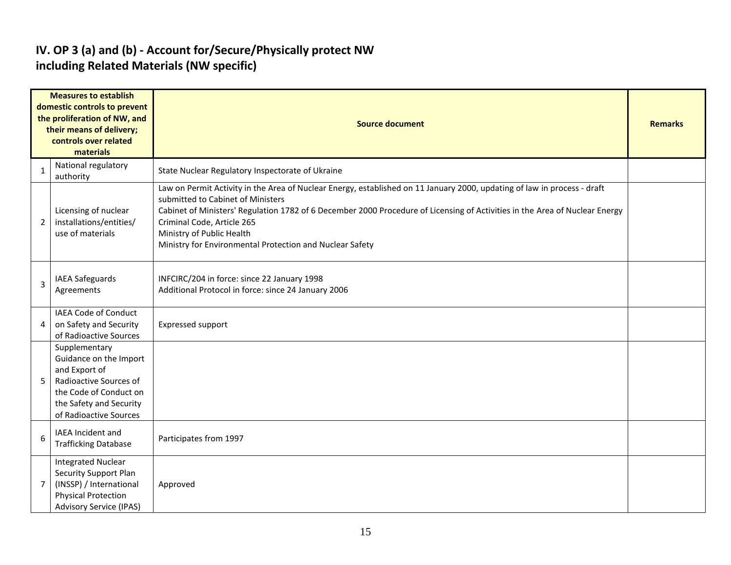## IV. OP 3 (a) and (b) - Account for/Secure/Physically protect NW including Related Materials (NW specific)

| | Measures to establish domestic controls to prevent the proliferation of NW, and their means of delivery; controls over related materials | Source document | Remarks |
|---|---|---|---|
| 1 | National regulatory authority | State Nuclear Regulatory Inspectorate of Ukraine | |
| 2 | Licensing of nuclear installations/entities/ use of materials | Law on Permit Activity in the Area of Nuclear Energy, established on 11 January 2000, updating of law in process - draft submitted to Cabinet of Ministers<br>Cabinet of Ministers' Regulation 1782 of 6 December 2000 Procedure of Licensing of Activities in the Area of Nuclear Energy<br>Criminal Code, Article 265<br>Ministry of Public Health<br>Ministry for Environmental Protection and Nuclear Safety | |
| 3 | IAEA Safeguards Agreements | INFCIRC/204 in force: since 22 January 1998<br>Additional Protocol in force: since 24 January 2006 | |
| 4 | IAEA Code of Conduct on Safety and Security of Radioactive Sources | Expressed support | |
| 5 | Supplementary Guidance on the Import and Export of Radioactive Sources of the Code of Conduct on the Safety and Security of Radioactive Sources | | |
| 6 | IAEA Incident and Trafficking Database | Participates from 1997 | |
| 7 | Integrated Nuclear Security Support Plan (INSSP) / International Physical Protection Advisory Service (IPAS) | Approved | |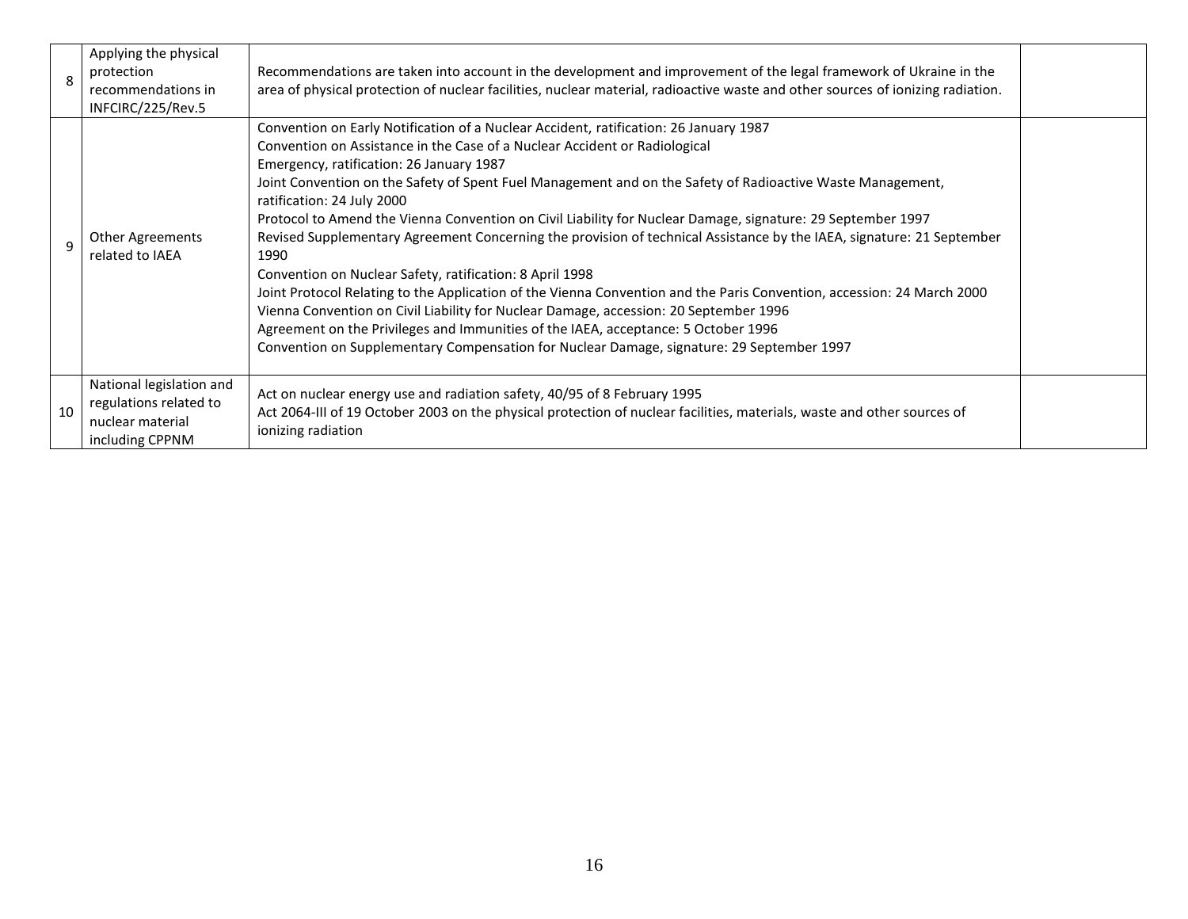| | | | |
|---|---|---|---|
| 8 | Applying the physical protection recommendations in INFCIRC/225/Rev.5 | Recommendations are taken into account in the development and improvement of the legal framework of Ukraine in the area of physical protection of nuclear facilities, nuclear material, radioactive waste and other sources of ionizing radiation. | |
| 9 | Other Agreements related to IAEA | Convention on Early Notification of a Nuclear Accident, ratification: 26 January 1987<br>Convention on Assistance in the Case of a Nuclear Accident or Radiological Emergency, ratification: 26 January 1987<br>Joint Convention on the Safety of Spent Fuel Management and on the Safety of Radioactive Waste Management, ratification: 24 July 2000<br>Protocol to Amend the Vienna Convention on Civil Liability for Nuclear Damage, signature: 29 September 1997<br>Revised Supplementary Agreement Concerning the provision of technical Assistance by the IAEA, signature: 21 September 1990<br>Convention on Nuclear Safety, ratification: 8 April 1998<br>Joint Protocol Relating to the Application of the Vienna Convention and the Paris Convention, accession: 24 March 2000<br>Vienna Convention on Civil Liability for Nuclear Damage, accession: 20 September 1996<br>Agreement on the Privileges and Immunities of the IAEA, acceptance: 5 October 1996<br>Convention on Supplementary Compensation for Nuclear Damage, signature: 29 September 1997 | |
| 10 | National legislation and regulations related to nuclear material including CPPNM | Act on nuclear energy use and radiation safety, 40/95 of 8 February 1995<br>Act 2064-III of 19 October 2003 on the physical protection of nuclear facilities, materials, waste and other sources of ionizing radiation | |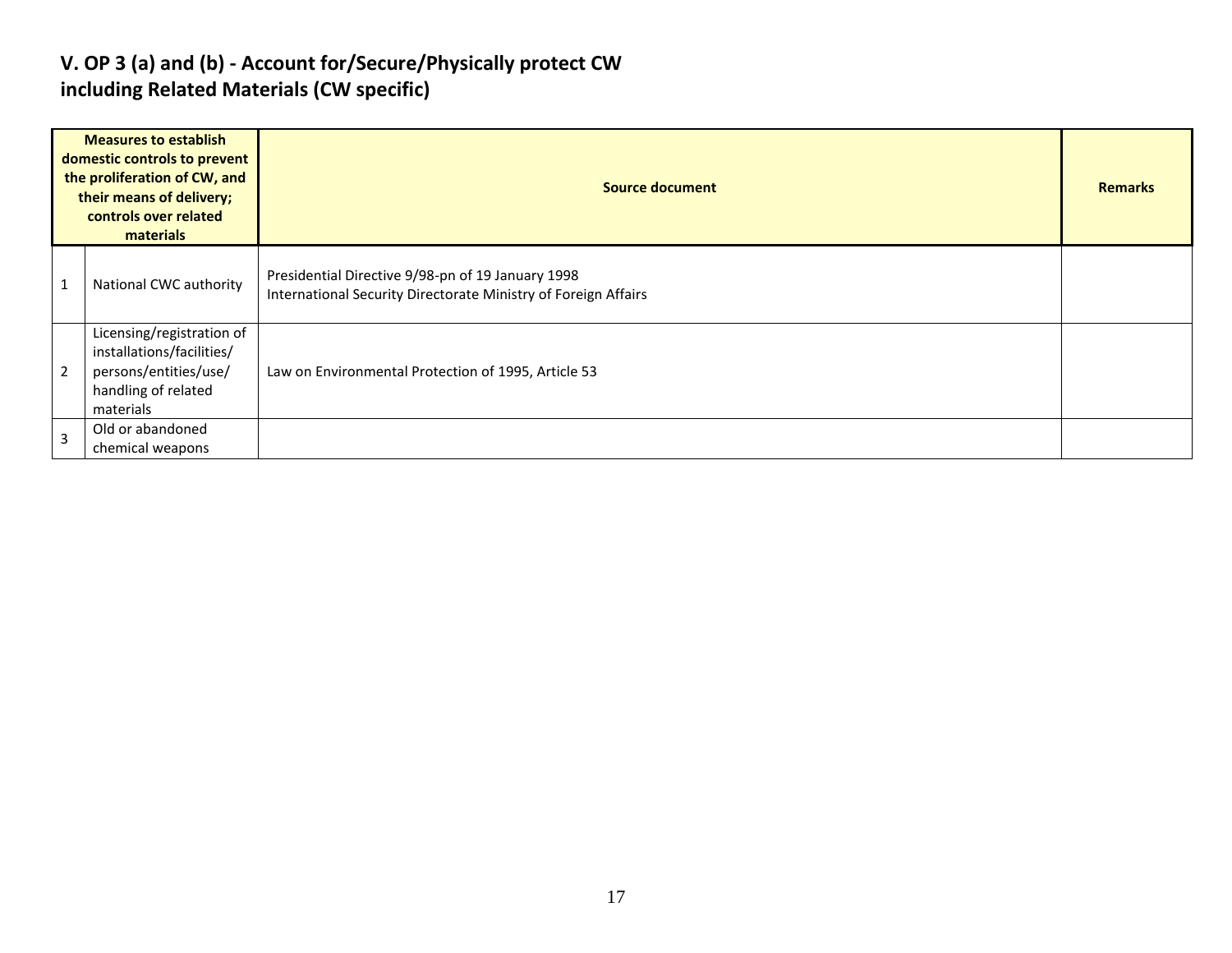## V. OP 3 (a) and (b) - Account for/Secure/Physically protect CW including Related Materials (CW specific)

| Measures to establish domestic controls to prevent the proliferation of CW, and their means of delivery; controls over related materials | | Source document | Remarks |
|---|---|---|---|
| 1 | National CWC authority | Presidential Directive 9/98-pn of 19 January 1998<br>International Security Directorate Ministry of Foreign Affairs | |
| 2 | Licensing/registration of installations/facilities/ persons/entities/use/ handling of related materials | Law on Environmental Protection of 1995, Article 53 | |
| 3 | Old or abandoned chemical weapons | | |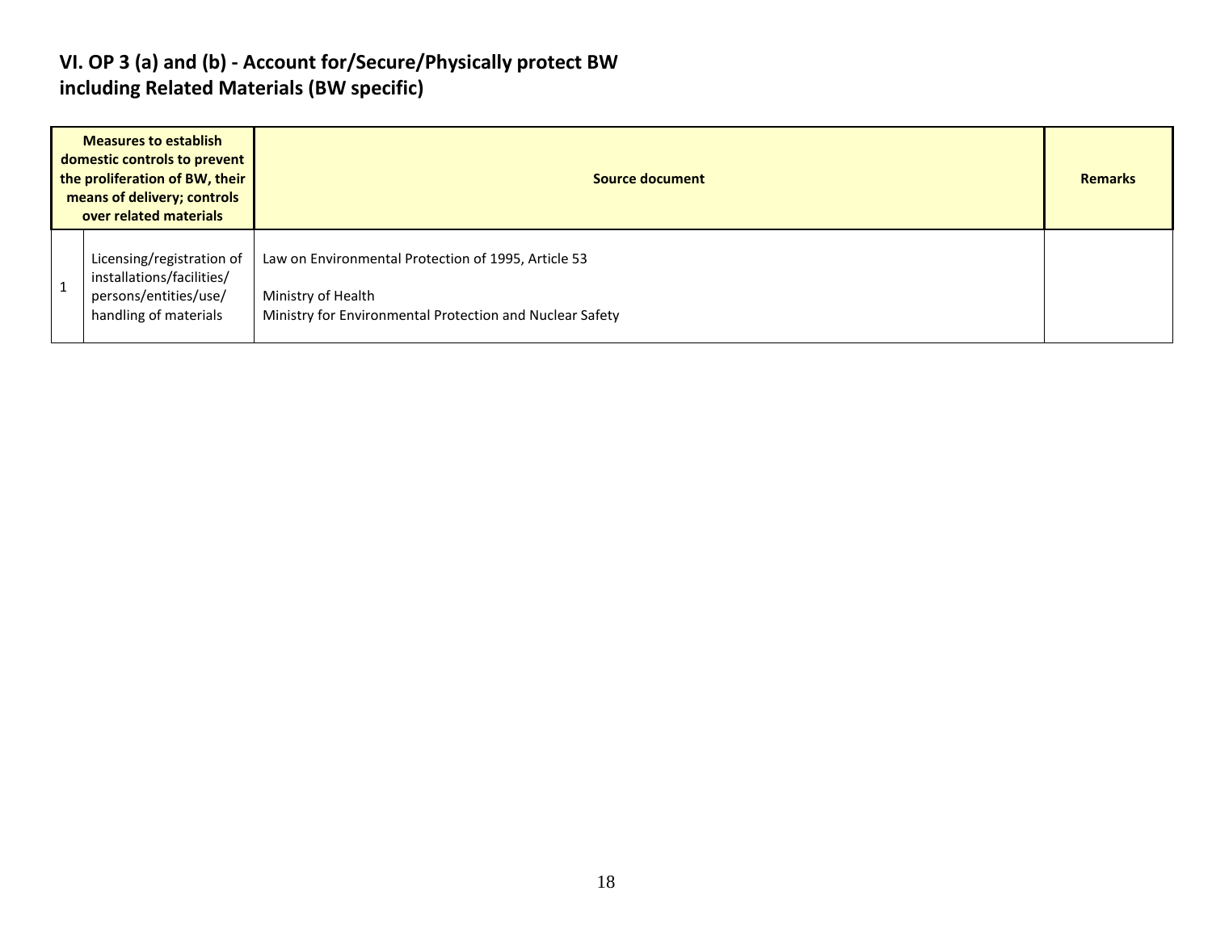## VI. OP 3 (a) and (b) - Account for/Secure/Physically protect BW including Related Materials (BW specific)

| Measures to establish domestic controls to prevent the proliferation of BW, their means of delivery; controls over related materials | | Source document | Remarks |
|---|---|---|---|
| 1 | Licensing/registration of installations/facilities/ persons/entities/use/ handling of materials | Law on Environmental Protection of 1995, Article 53<br><br>Ministry of Health<br>Ministry for Environmental Protection and Nuclear Safety | |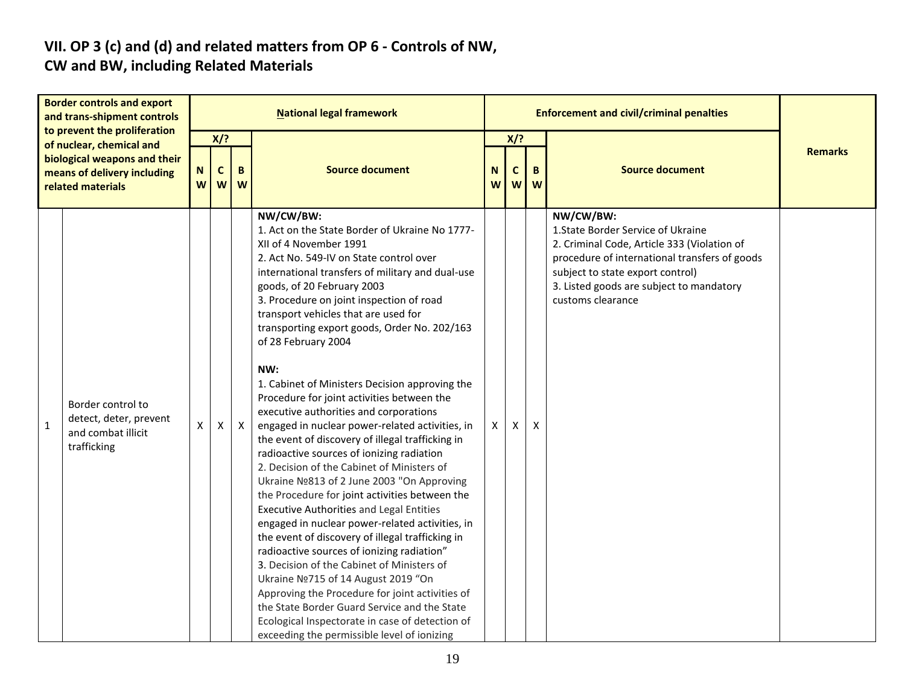## VII. OP 3 (c) and (d) and related matters from OP 6 - Controls of NW, CW and BW, including Related Materials

| | Border controls and export and trans-shipment controls to prevent the proliferation of nuclear, chemical and biological weapons and their means of delivery including related materials | National legal framework | | | | Enforcement and civil/criminal penalties | | | | Remarks |
|---|---|---|---|---|---|---|---|---|---|---|
| | | X/? | | | Source document | X/? | | | Source document | |
| | | NW | CW | BW | | NW | CW | BW | | |
| 1 | Border control to detect, deter, prevent and combat illicit trafficking | X | X | X | **NW/CW/BW:**<br>1. Act on the State Border of Ukraine No 1777-XII of 4 November 1991<br>2. Act No. 549-IV on State control over international transfers of military and dual-use goods, of 20 February 2003<br>3. Procedure on joint inspection of road transport vehicles that are used for transporting export goods, Order No. 202/163 of 28 February 2004<br><br>**NW:**<br>1. Cabinet of Ministers Decision approving the Procedure for joint activities between the executive authorities and corporations engaged in nuclear power-related activities, in the event of discovery of illegal trafficking in radioactive sources of ionizing radiation<br>2. Decision of the Cabinet of Ministers of Ukraine №813 of 2 June 2003 "On Approving the Procedure for joint activities between the Executive Authorities and Legal Entities engaged in nuclear power-related activities, in the event of discovery of illegal trafficking in radioactive sources of ionizing radiation"<br>3. Decision of the Cabinet of Ministers of Ukraine №715 of 14 August 2019 "On Approving the Procedure for joint activities of the State Border Guard Service and the State Ecological Inspectorate in case of detection of exceeding the permissible level of ionizing | X | X | X | **NW/CW/BW:**<br>1.State Border Service of Ukraine<br>2. Criminal Code, Article 333 (Violation of procedure of international transfers of goods subject to state export control)<br>3. Listed goods are subject to mandatory customs clearance | |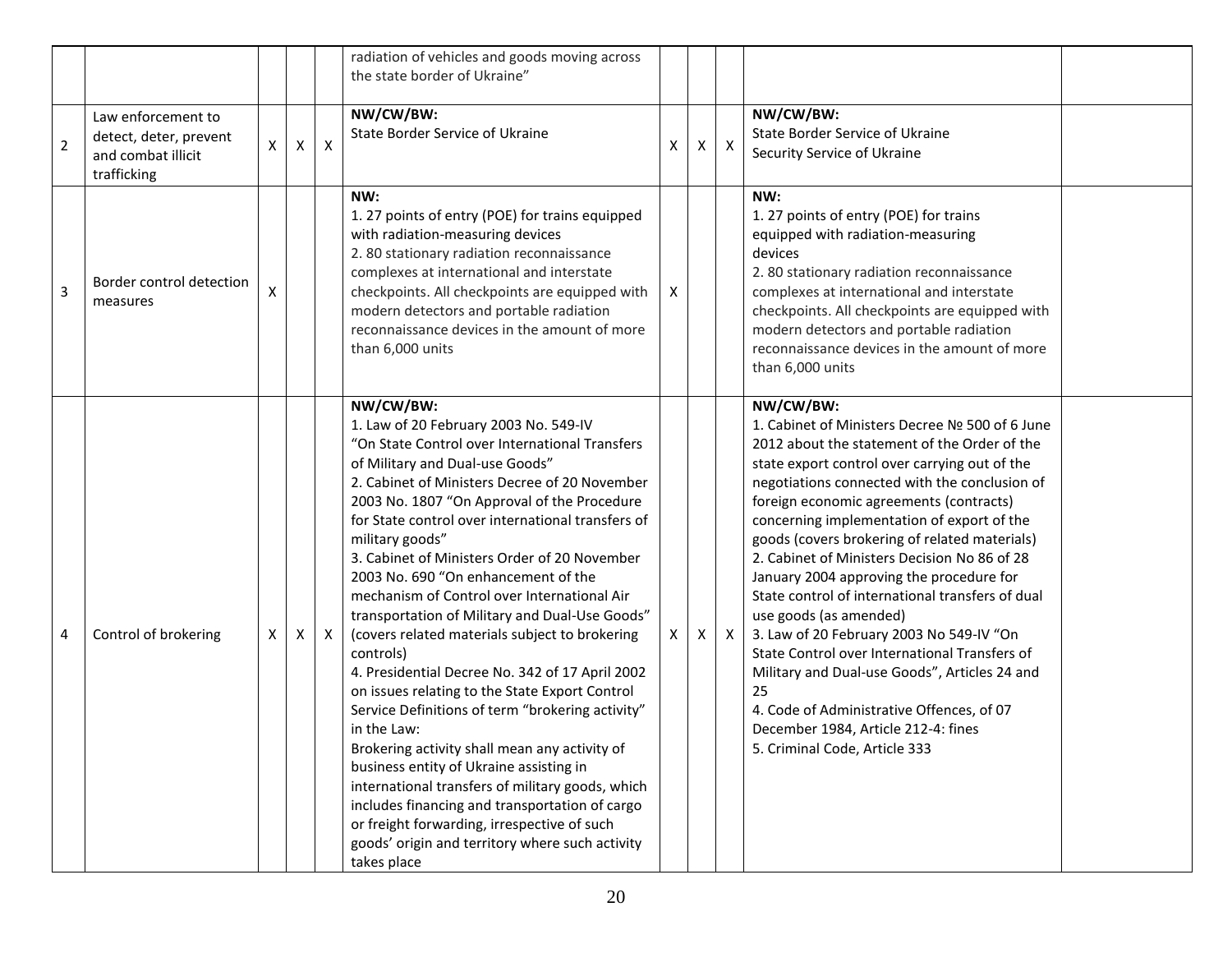| | | | | | | | | | | |
|---|---|---|---|---|---|---|---|---|---|---|
| | | | | | radiation of vehicles and goods moving across the state border of Ukraine” | | | | | |
| 2 | Law enforcement to detect, deter, prevent and combat illicit trafficking | X | X | X | **NW/CW/BW:**<br>State Border Service of Ukraine | X | X | X | **NW/CW/BW:**<br>State Border Service of Ukraine<br>Security Service of Ukraine | |
| 3 | Border control detection measures | X | | | **NW:**<br>1. 27 points of entry (POE) for trains equipped with radiation-measuring devices<br>2. 80 stationary radiation reconnaissance complexes at international and interstate checkpoints. All checkpoints are equipped with modern detectors and portable radiation reconnaissance devices in the amount of more than 6,000 units | X | | | **NW:**<br>1. 27 points of entry (POE) for trains equipped with radiation-measuring devices<br>2. 80 stationary radiation reconnaissance complexes at international and interstate checkpoints. All checkpoints are equipped with modern detectors and portable radiation reconnaissance devices in the amount of more than 6,000 units | |
| 4 | Control of brokering | X | X | X | **NW/CW/BW:**<br>1. Law of 20 February 2003 No. 549-IV “On State Control over International Transfers of Military and Dual-use Goods”<br>2. Cabinet of Ministers Decree of 20 November 2003 No. 1807 “On Approval of the Procedure for State control over international transfers of military goods”<br>3. Cabinet of Ministers Order of 20 November 2003 No. 690 “On enhancement of the mechanism of Control over International Air transportation of Military and Dual-Use Goods” (covers related materials subject to brokering controls)<br>4. Presidential Decree No. 342 of 17 April 2002 on issues relating to the State Export Control Service Definitions of term “brokering activity” in the Law:<br>Brokering activity shall mean any activity of business entity of Ukraine assisting in international transfers of military goods, which includes financing and transportation of cargo or freight forwarding, irrespective of such goods’ origin and territory where such activity takes place | X | X | X | **NW/CW/BW:**<br>1. Cabinet of Ministers Decree № 500 of 6 June 2012 about the statement of the Order of the state export control over carrying out of the negotiations connected with the conclusion of foreign economic agreements (contracts) concerning implementation of export of the goods (covers brokering of related materials)<br>2. Cabinet of Ministers Decision No 86 of 28 January 2004 approving the procedure for State control of international transfers of dual use goods (as amended)<br>3. Law of 20 February 2003 No 549-IV “On State Control over International Transfers of Military and Dual-use Goods”, Articles 24 and 25<br>4. Code of Administrative Offences, of 07 December 1984, Article 212-4: fines<br>5. Criminal Code, Article 333 | |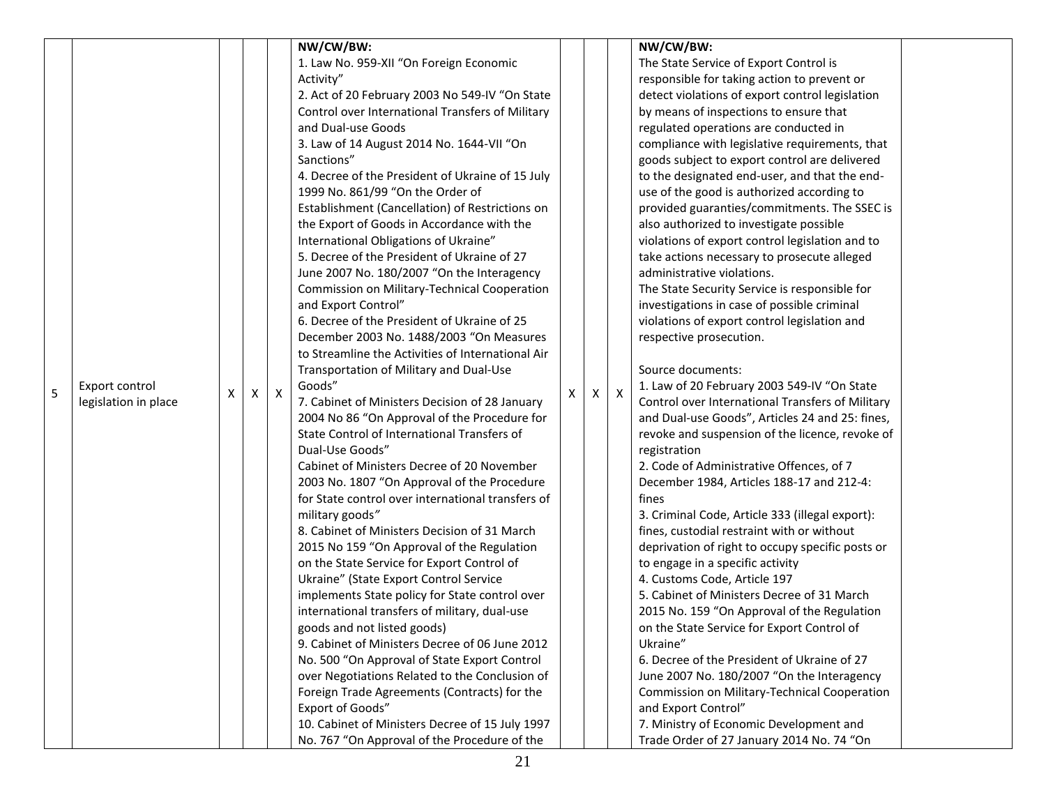| 5 | Export control legislation in place | X | X | X | NW/CW/BW:<br>1. Law No. 959-XII "On Foreign Economic Activity"<br>2. Act of 20 February 2003 No 549-IV "On State Control over International Transfers of Military and Dual-use Goods<br>3. Law of 14 August 2014 No. 1644-VII "On Sanctions"<br>4. Decree of the President of Ukraine of 15 July 1999 No. 861/99 "On the Order of Establishment (Cancellation) of Restrictions on the Export of Goods in Accordance with the International Obligations of Ukraine"<br>5. Decree of the President of Ukraine of 27 June 2007 No. 180/2007 "On the Interagency Commission on Military-Technical Cooperation and Export Control"<br>6. Decree of the President of Ukraine of 25 December 2003 No. 1488/2003 "On Measures to Streamline the Activities of International Air Transportation of Military and Dual-Use Goods"<br>7. Cabinet of Ministers Decision of 28 January 2004 No 86 "On Approval of the Procedure for State Control of International Transfers of Dual-Use Goods"<br>Cabinet of Ministers Decree of 20 November 2003 No. 1807 "On Approval of the Procedure for State control over international transfers of military goods"<br>8. Cabinet of Ministers Decision of 31 March 2015 No 159 "On Approval of the Regulation on the State Service for Export Control of Ukraine" (State Export Control Service implements State policy for State control over international transfers of military, dual-use goods and not listed goods)<br>9. Cabinet of Ministers Decree of 06 June 2012 No. 500 "On Approval of State Export Control over Negotiations Related to the Conclusion of Foreign Trade Agreements (Contracts) for the Export of Goods"<br>10. Cabinet of Ministers Decree of 15 July 1997 No. 767 "On Approval of the Procedure of the | X | X | X | NW/CW/BW:<br>The State Service of Export Control is responsible for taking action to prevent or detect violations of export control legislation by means of inspections to ensure that regulated operations are conducted in compliance with legislative requirements, that goods subject to export control are delivered to the designated end-user, and that the end-use of the good is authorized according to provided guaranties/commitments. The SSEC is also authorized to investigate possible violations of export control legislation and to take actions necessary to prosecute alleged administrative violations.<br>The State Security Service is responsible for investigations in case of possible criminal violations of export control legislation and respective prosecution.<br><br>Source documents:<br>1. Law of 20 February 2003 549-IV "On State Control over International Transfers of Military and Dual-use Goods", Articles 24 and 25: fines, revoke and suspension of the licence, revoke of registration<br>2. Code of Administrative Offences, of 7 December 1984, Articles 188-17 and 212-4: fines<br>3. Criminal Code, Article 333 (illegal export): fines, custodial restraint with or without deprivation of right to occupy specific posts or to engage in a specific activity<br>4. Customs Code, Article 197<br>5. Cabinet of Ministers Decree of 31 March 2015 No. 159 "On Approval of the Regulation on the State Service for Export Control of Ukraine"<br>6. Decree of the President of Ukraine of 27 June 2007 No. 180/2007 "On the Interagency Commission on Military-Technical Cooperation and Export Control"<br>7. Ministry of Economic Development and Trade Order of 27 January 2014 No. 74 "On | |
|---|---|---|---|---|---|---|---|---|---|---|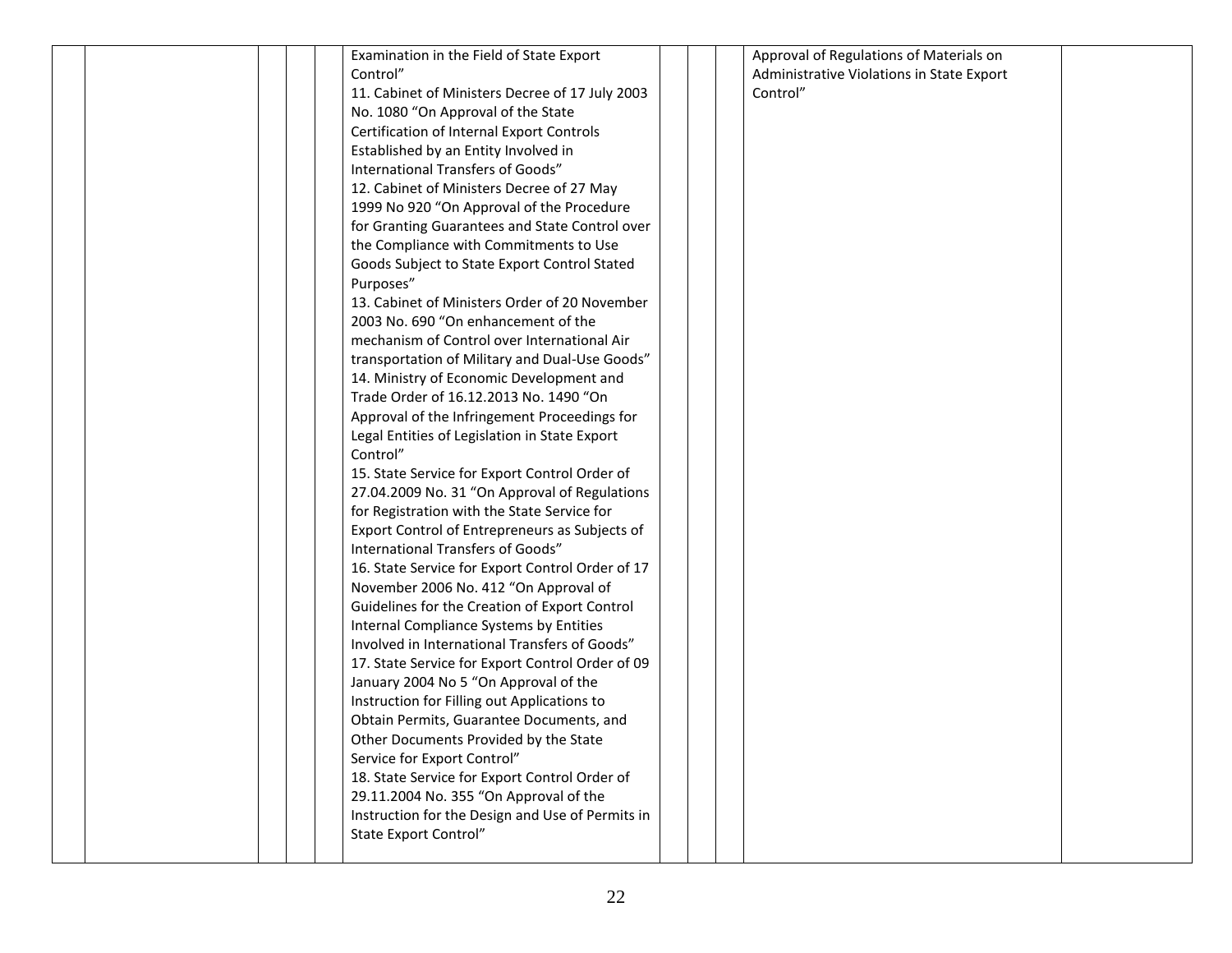| | | | | | Examination in the Field of State Export Control"<br>11. Cabinet of Ministers Decree of 17 July 2003 No. 1080 "On Approval of the State Certification of Internal Export Controls Established by an Entity Involved in International Transfers of Goods"<br>12. Cabinet of Ministers Decree of 27 May 1999 No 920 "On Approval of the Procedure for Granting Guarantees and State Control over the Compliance with Commitments to Use Goods Subject to State Export Control Stated Purposes"<br>13. Cabinet of Ministers Order of 20 November 2003 No. 690 "On enhancement of the mechanism of Control over International Air transportation of Military and Dual-Use Goods"<br>14. Ministry of Economic Development and Trade Order of 16.12.2013 No. 1490 "On Approval of the Infringement Proceedings for Legal Entities of Legislation in State Export Control"<br>15. State Service for Export Control Order of 27.04.2009 No. 31 "On Approval of Regulations for Registration with the State Service for Export Control of Entrepreneurs as Subjects of International Transfers of Goods"<br>16. State Service for Export Control Order of 17 November 2006 No. 412 "On Approval of Guidelines for the Creation of Export Control Internal Compliance Systems by Entities Involved in International Transfers of Goods"<br>17. State Service for Export Control Order of 09 January 2004 No 5 "On Approval of the Instruction for Filling out Applications to Obtain Permits, Guarantee Documents, and Other Documents Provided by the State Service for Export Control"<br>18. State Service for Export Control Order of 29.11.2004 No. 355 "On Approval of the Instruction for the Design and Use of Permits in State Export Control" | | | | Approval of Regulations of Materials on Administrative Violations in State Export Control" | |
|---|---|---|---|---|---|---|---|---|---|---|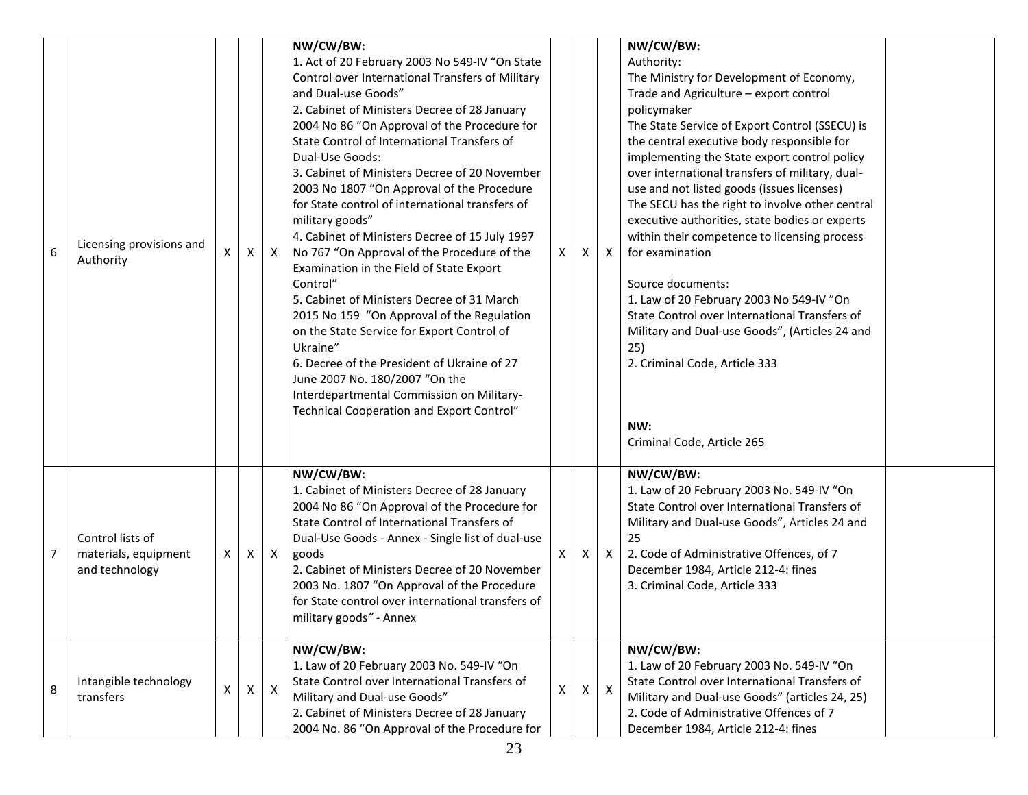| 6 | Licensing provisions and Authority | X | X | X | **NW/CW/BW:**<br>1. Act of 20 February 2003 No 549-IV "On State Control over International Transfers of Military and Dual-use Goods"<br>2. Cabinet of Ministers Decree of 28 January 2004 No 86 "On Approval of the Procedure for State Control of International Transfers of Dual-Use Goods:<br>3. Cabinet of Ministers Decree of 20 November 2003 No 1807 "On Approval of the Procedure for State control of international transfers of military goods"<br>4. Cabinet of Ministers Decree of 15 July 1997 No 767 "On Approval of the Procedure of the Examination in the Field of State Export Control"<br>5. Cabinet of Ministers Decree of 31 March 2015 No 159 "On Approval of the Regulation on the State Service for Export Control of Ukraine"<br>6. Decree of the President of Ukraine of 27 June 2007 No. 180/2007 "On the Interdepartmental Commission on Military-Technical Cooperation and Export Control" | X | X | X | **NW/CW/BW:**<br>Authority:<br>The Ministry for Development of Economy, Trade and Agriculture – export control policymaker<br>The State Service of Export Control (SSECU) is the central executive body responsible for implementing the State export control policy over international transfers of military, dual-use and not listed goods (issues licenses)<br>The SECU has the right to involve other central executive authorities, state bodies or experts within their competence to licensing process for examination<br><br>Source documents:<br>1. Law of 20 February 2003 No 549-IV "On State Control over International Transfers of Military and Dual-use Goods", (Articles 24 and 25)<br>2. Criminal Code, Article 333<br><br>**NW:**<br>Criminal Code, Article 265 | |
|---|---|---|---|---|---|---|---|---|---|---|
| 7 | Control lists of materials, equipment and technology | X | X | X | **NW/CW/BW:**<br>1. Cabinet of Ministers Decree of 28 January 2004 No 86 "On Approval of the Procedure for State Control of International Transfers of Dual-Use Goods - Annex - Single list of dual-use goods<br>2. Cabinet of Ministers Decree of 20 November 2003 No. 1807 "On Approval of the Procedure for State control over international transfers of military goods" - Annex | X | X | X | **NW/CW/BW:**<br>1. Law of 20 February 2003 No. 549-IV "On State Control over International Transfers of Military and Dual-use Goods", Articles 24 and 25<br>2. Code of Administrative Offences, of 7 December 1984, Article 212-4: fines<br>3. Criminal Code, Article 333 | |
| 8 | Intangible technology transfers | X | X | X | **NW/CW/BW:**<br>1. Law of 20 February 2003 No. 549-IV "On State Control over International Transfers of Military and Dual-use Goods"<br>2. Cabinet of Ministers Decree of 28 January 2004 No. 86 "On Approval of the Procedure for | X | X | X | **NW/CW/BW:**<br>1. Law of 20 February 2003 No. 549-IV "On State Control over International Transfers of Military and Dual-use Goods" (articles 24, 25)<br>2. Code of Administrative Offences of 7 December 1984, Article 212-4: fines | |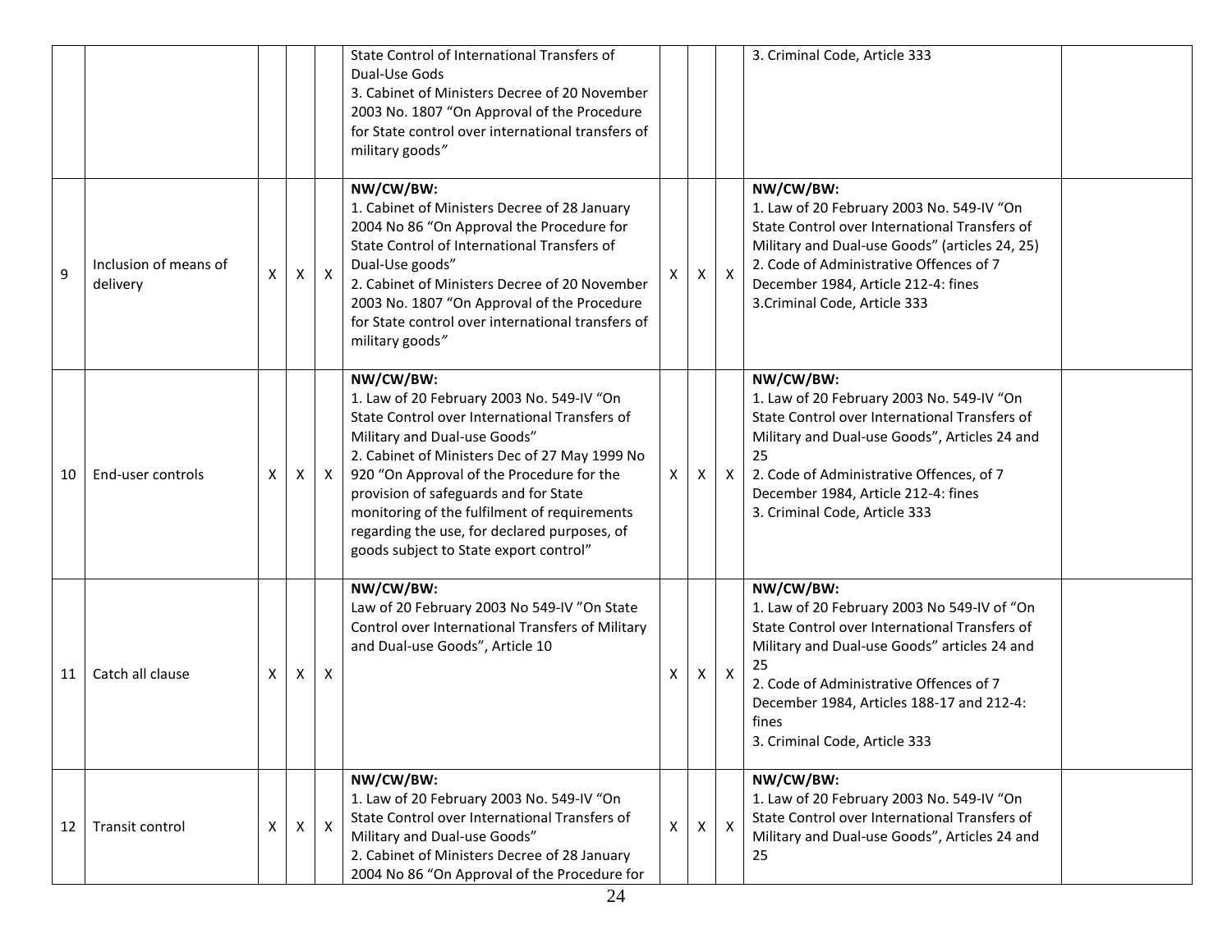| | | | | | | | | | | |
|---|---|---|---|---|---|---|---|---|---|---|
| | | | | | State Control of International Transfers of Dual-Use Gods<br>3. Cabinet of Ministers Decree of 20 November 2003 No. 1807 "On Approval of the Procedure for State control over international transfers of military goods" | | | | 3. Criminal Code, Article 333 | |
| 9 | Inclusion of means of delivery | X | X | X | **NW/CW/BW:**<br>1. Cabinet of Ministers Decree of 28 January 2004 No 86 "On Approval the Procedure for State Control of International Transfers of Dual-Use goods"<br>2. Cabinet of Ministers Decree of 20 November 2003 No. 1807 "On Approval of the Procedure for State control over international transfers of military goods" | X | X | X | **NW/CW/BW:**<br>1. Law of 20 February 2003 No. 549-IV "On State Control over International Transfers of Military and Dual-use Goods" (articles 24, 25)<br>2. Code of Administrative Offences of 7 December 1984, Article 212-4: fines<br>3.Criminal Code, Article 333 | |
| 10 | End-user controls | X | X | X | **NW/CW/BW:**<br>1. Law of 20 February 2003 No. 549-IV "On State Control over International Transfers of Military and Dual-use Goods"<br>2. Cabinet of Ministers Dec of 27 May 1999 No 920 "On Approval of the Procedure for the provision of safeguards and for State monitoring of the fulfilment of requirements regarding the use, for declared purposes, of goods subject to State export control" | X | X | X | **NW/CW/BW:**<br>1. Law of 20 February 2003 No. 549-IV "On State Control over International Transfers of Military and Dual-use Goods", Articles 24 and 25<br>2. Code of Administrative Offences, of 7 December 1984, Article 212-4: fines<br>3. Criminal Code, Article 333 | |
| 11 | Catch all clause | X | X | X | **NW/CW/BW:**<br>Law of 20 February 2003 No 549-IV "On State Control over International Transfers of Military and Dual-use Goods", Article 10 | X | X | X | **NW/CW/BW:**<br>1. Law of 20 February 2003 No 549-IV of "On State Control over International Transfers of Military and Dual-use Goods" articles 24 and 25<br>2. Code of Administrative Offences of 7 December 1984, Articles 188-17 and 212-4: fines<br>3. Criminal Code, Article 333 | |
| 12 | Transit control | X | X | X | **NW/CW/BW:**<br>1. Law of 20 February 2003 No. 549-IV "On State Control over International Transfers of Military and Dual-use Goods"<br>2. Cabinet of Ministers Decree of 28 January 2004 No 86 "On Approval of the Procedure for | X | X | X | **NW/CW/BW:**<br>1. Law of 20 February 2003 No. 549-IV "On State Control over International Transfers of Military and Dual-use Goods", Articles 24 and 25 | |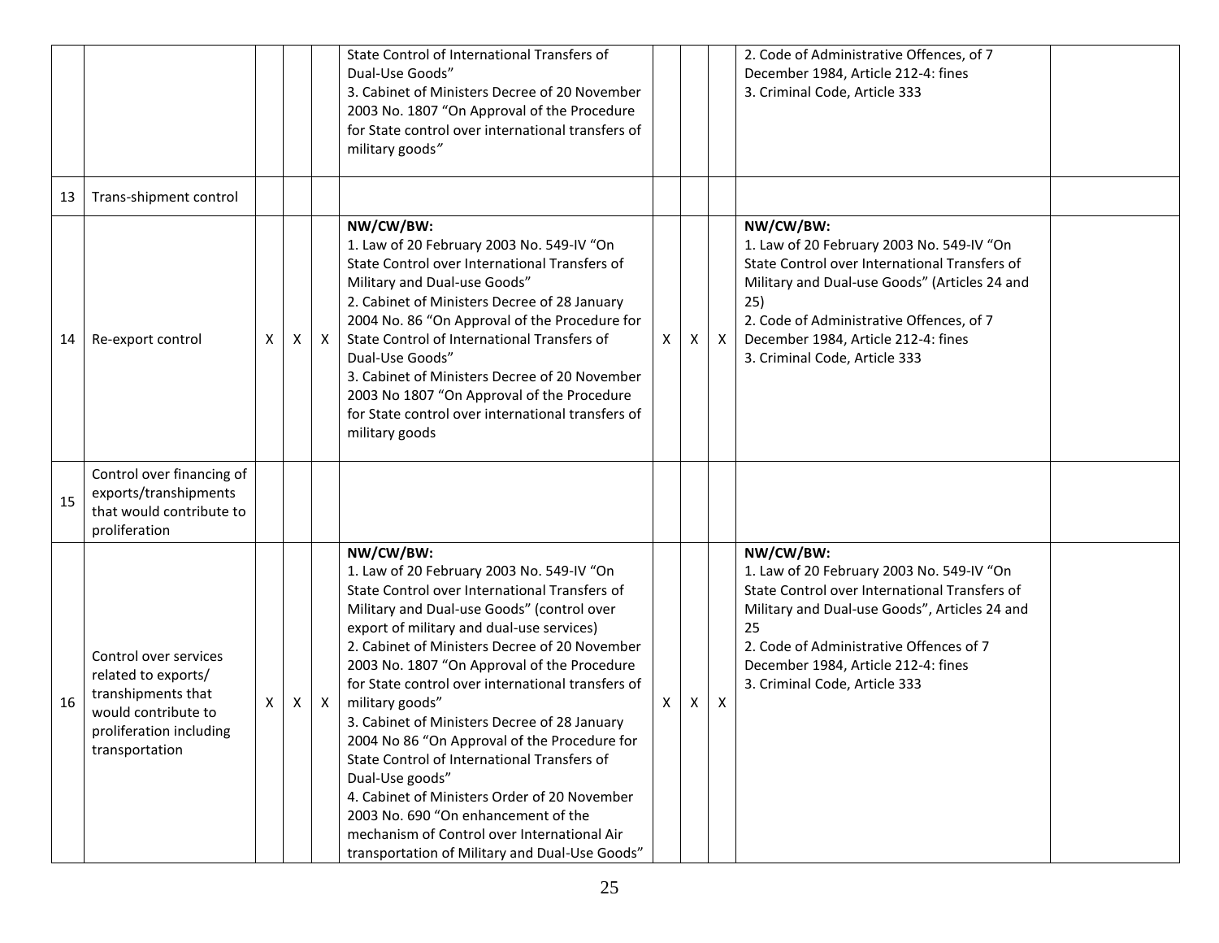| | | | | | | | | | | |
|---|---|---|---|---|---|---|---|---|---|---|
| | | | | | State Control of International Transfers of Dual-Use Goods”<br>3. Cabinet of Ministers Decree of 20 November 2003 No. 1807 “On Approval of the Procedure for State control over international transfers of military goods” | | | | 2. Code of Administrative Offences, of 7 December 1984, Article 212-4: fines<br>3. Criminal Code, Article 333 | |
| 13 | Trans-shipment control | | | | | | | | | |
| 14 | Re-export control | X | X | X | **NW/CW/BW:**<br>1. Law of 20 February 2003 No. 549-IV “On State Control over International Transfers of Military and Dual-use Goods”<br>2. Cabinet of Ministers Decree of 28 January 2004 No. 86 “On Approval of the Procedure for State Control of International Transfers of Dual-Use Goods”<br>3. Cabinet of Ministers Decree of 20 November 2003 No 1807 “On Approval of the Procedure for State control over international transfers of military goods | X | X | X | **NW/CW/BW:**<br>1. Law of 20 February 2003 No. 549-IV “On State Control over International Transfers of Military and Dual-use Goods” (Articles 24 and 25)<br>2. Code of Administrative Offences, of 7 December 1984, Article 212-4: fines<br>3. Criminal Code, Article 333 | |
| 15 | Control over financing of exports/transhipments that would contribute to proliferation | | | | | | | | | |
| 16 | Control over services related to exports/ transhipments that would contribute to proliferation including transportation | X | X | X | **NW/CW/BW:**<br>1. Law of 20 February 2003 No. 549-IV “On State Control over International Transfers of Military and Dual-use Goods” (control over export of military and dual-use services)<br>2. Cabinet of Ministers Decree of 20 November 2003 No. 1807 “On Approval of the Procedure for State control over international transfers of military goods”<br>3. Cabinet of Ministers Decree of 28 January 2004 No 86 “On Approval of the Procedure for State Control of International Transfers of Dual-Use goods”<br>4. Cabinet of Ministers Order of 20 November 2003 No. 690 “On enhancement of the mechanism of Control over International Air transportation of Military and Dual-Use Goods” | X | X | X | **NW/CW/BW:**<br>1. Law of 20 February 2003 No. 549-IV “On State Control over International Transfers of Military and Dual-use Goods”, Articles 24 and 25<br>2. Code of Administrative Offences of 7 December 1984, Article 212-4: fines<br>3. Criminal Code, Article 333 | |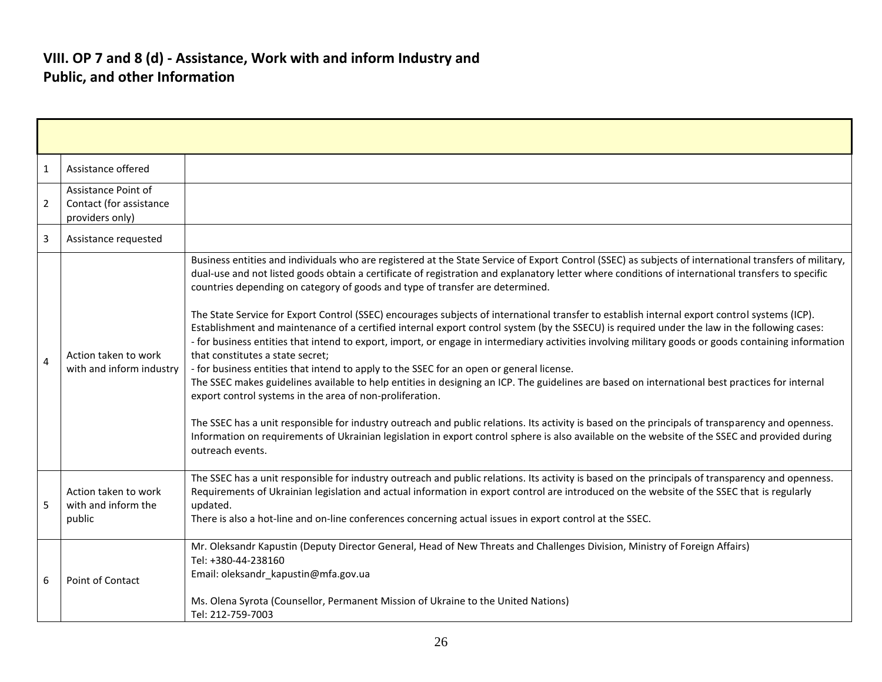## VIII. OP 7 and 8 (d) - Assistance, Work with and inform Industry and Public, and other Information

| | | |
|---|---|---|
| 1 | Assistance offered | |
| 2 | Assistance Point of Contact (for assistance providers only) | |
| 3 | Assistance requested | |
| 4 | Action taken to work with and inform industry | Business entities and individuals who are registered at the State Service of Export Control (SSEC) as subjects of international transfers of military, dual-use and not listed goods obtain a certificate of registration and explanatory letter where conditions of international transfers to specific countries depending on category of goods and type of transfer are determined.<br><br>The State Service for Export Control (SSEC) encourages subjects of international transfer to establish internal export control systems (ICP). Establishment and maintenance of a certified internal export control system (by the SSECU) is required under the law in the following cases:<br>- for business entities that intend to export, import, or engage in intermediary activities involving military goods or goods containing information that constitutes a state secret;<br>- for business entities that intend to apply to the SSEC for an open or general license.<br>The SSEC makes guidelines available to help entities in designing an ICP. The guidelines are based on international best practices for internal export control systems in the area of non-proliferation.<br><br>The SSEC has a unit responsible for industry outreach and public relations. Its activity is based on the principals of transparency and openness. Information on requirements of Ukrainian legislation in export control sphere is also available on the website of the SSEC and provided during outreach events. |
| 5 | Action taken to work with and inform the public | The SSEC has a unit responsible for industry outreach and public relations. Its activity is based on the principals of transparency and openness. Requirements of Ukrainian legislation and actual information in export control are introduced on the website of the SSEC that is regularly updated.<br>There is also a hot-line and on-line conferences concerning actual issues in export control at the SSEC. |
| 6 | Point of Contact | Mr. Oleksandr Kapustin (Deputy Director General, Head of New Threats and Challenges Division, Ministry of Foreign Affairs)<br>Tel: +380-44-238160<br>Email: oleksandr_kapustin@mfa.gov.ua<br><br>Ms. Olena Syrota (Counsellor, Permanent Mission of Ukraine to the United Nations)<br>Tel: 212-759-7003 |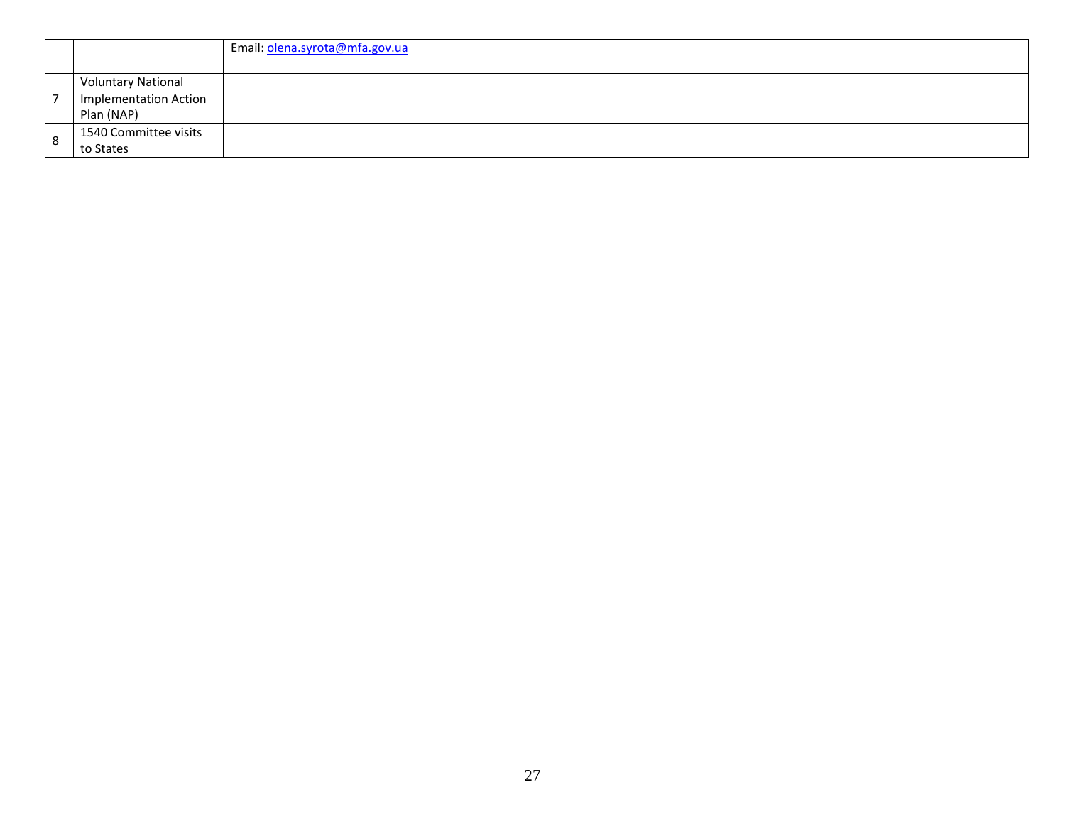| | | |
|---|---|---|
| | | Email: olena.syrota@mfa.gov.ua |
| 7 | Voluntary National Implementation Action Plan (NAP) | |
| 8 | 1540 Committee visits to States | |